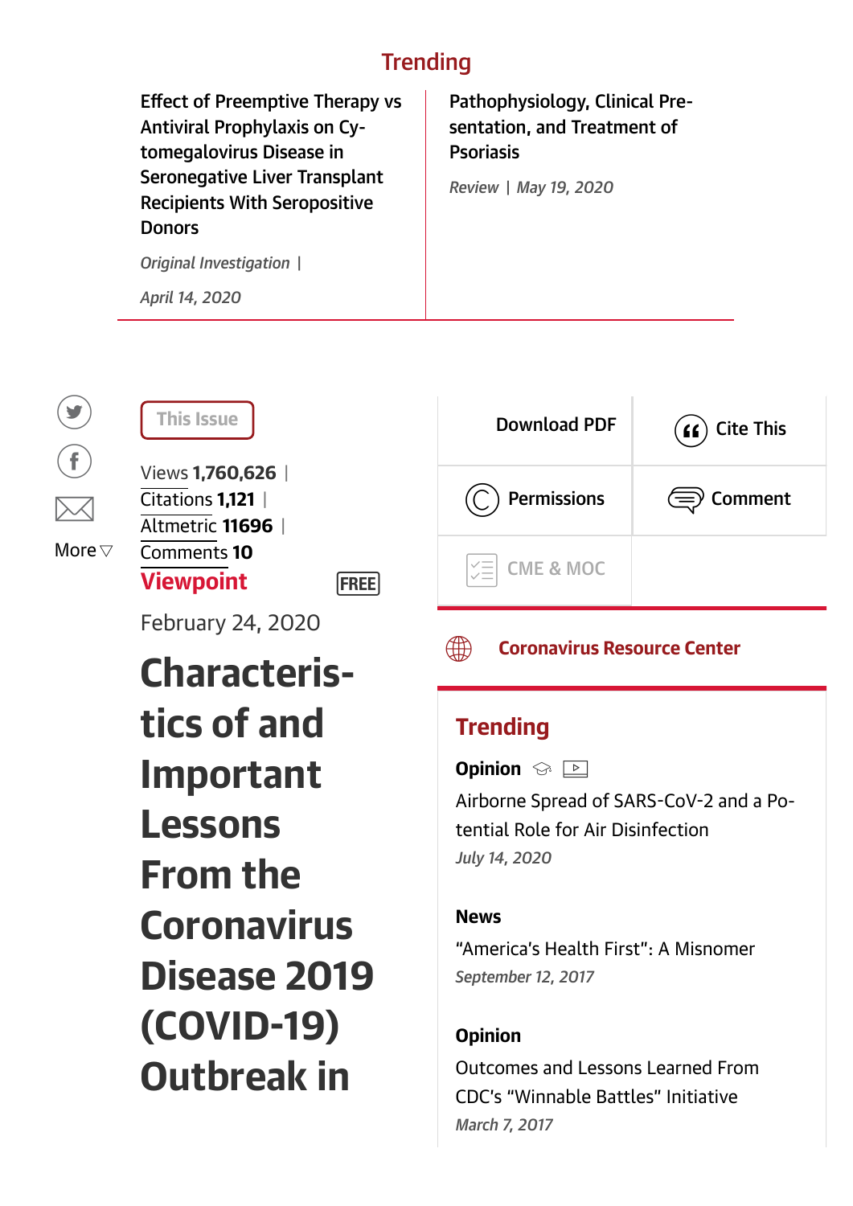## Trending

**Effect of Preemptive Therapy vs Antiviral Prophylaxis on Cytomegalovirus Disease in Seronegative Liver Transplant Recipients With Seropositive Donors**

*Original Investigation* |

*April 14, 2020*

**Pathophysiology, Clinical Presentation, and Treatment of Psoriasis**

*Review* | *May 19, 2020*

More ▽

This Issue

Views **1,760,626** | Citations **1,121** | Altmetric **11696** | Comments **10**

**Viewpoint** FREE

February 24, 2020

# Characteristics of and Important Lessons From the Coronavirus Disease 2019 (COVID-19) Outbreak in

Download PDF

Cite This

Permissions

Comment

CME & MOC

**Coronavirus Resource Center**

## Trending

**Opinion**

Airborne Spread of SARS-CoV-2 and a Potential Role for Air Disinfection

*July 14, 2020*

**News**

“America's Health First”: A Misnomer

*September 12, 2017*

**Opinion**

Outcomes and Lessons Learned From CDC's “Winnable Battles” Initiative

*March 7, 2017*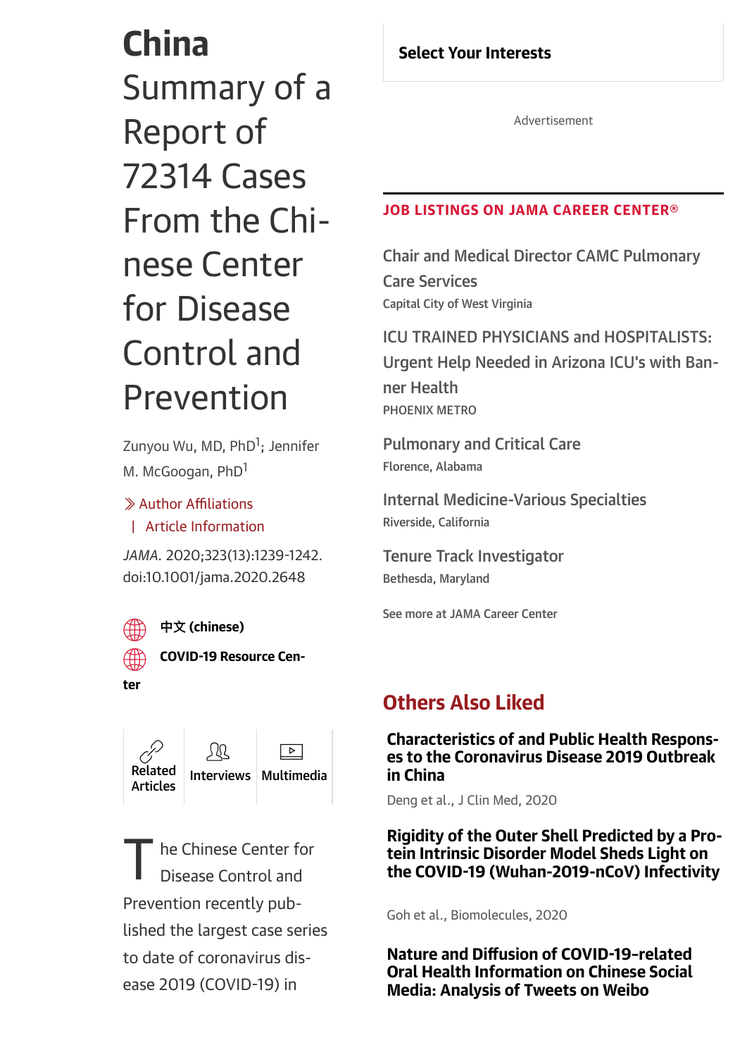# China Summary of a Report of 72314 Cases From the Chinese Center for Disease Control and Prevention

Zunyou Wu, MD, PhD[1]; Jennifer M. McGoogan, PhD[1]

Author Affiliations | Article Information

*JAMA.* 2020;323(13):1239-1242. doi:10.1001/jama.2020.2648

中文 (chinese)

COVID-19 Resource Center

Related Articles | Interviews | Multimedia

The Chinese Center for Disease Control and Prevention recently published the largest case series to date of coronavirus disease 2019 (COVID-19) in

Select Your Interests

Advertisement

**JOB LISTINGS ON JAMA CAREER CENTER®**

Chair and Medical Director CAMC Pulmonary Care Services
Capital City of West Virginia

ICU TRAINED PHYSICIANS and HOSPITALISTS: Urgent Help Needed in Arizona ICU's with Banner Health
PHOENIX METRO

Pulmonary and Critical Care
Florence, Alabama

Internal Medicine-Various Specialties
Riverside, California

Tenure Track Investigator
Bethesda, Maryland

See more at JAMA Career Center

## Others Also Liked

**Characteristics of and Public Health Responses to the Coronavirus Disease 2019 Outbreak in China**
Deng et al., J Clin Med, 2020

**Rigidity of the Outer Shell Predicted by a Protein Intrinsic Disorder Model Sheds Light on the COVID-19 (Wuhan-2019-nCoV) Infectivity**
Goh et al., Biomolecules, 2020

**Nature and Diffusion of COVID-19-related Oral Health Information on Chinese Social Media: Analysis of Tweets on Weibo**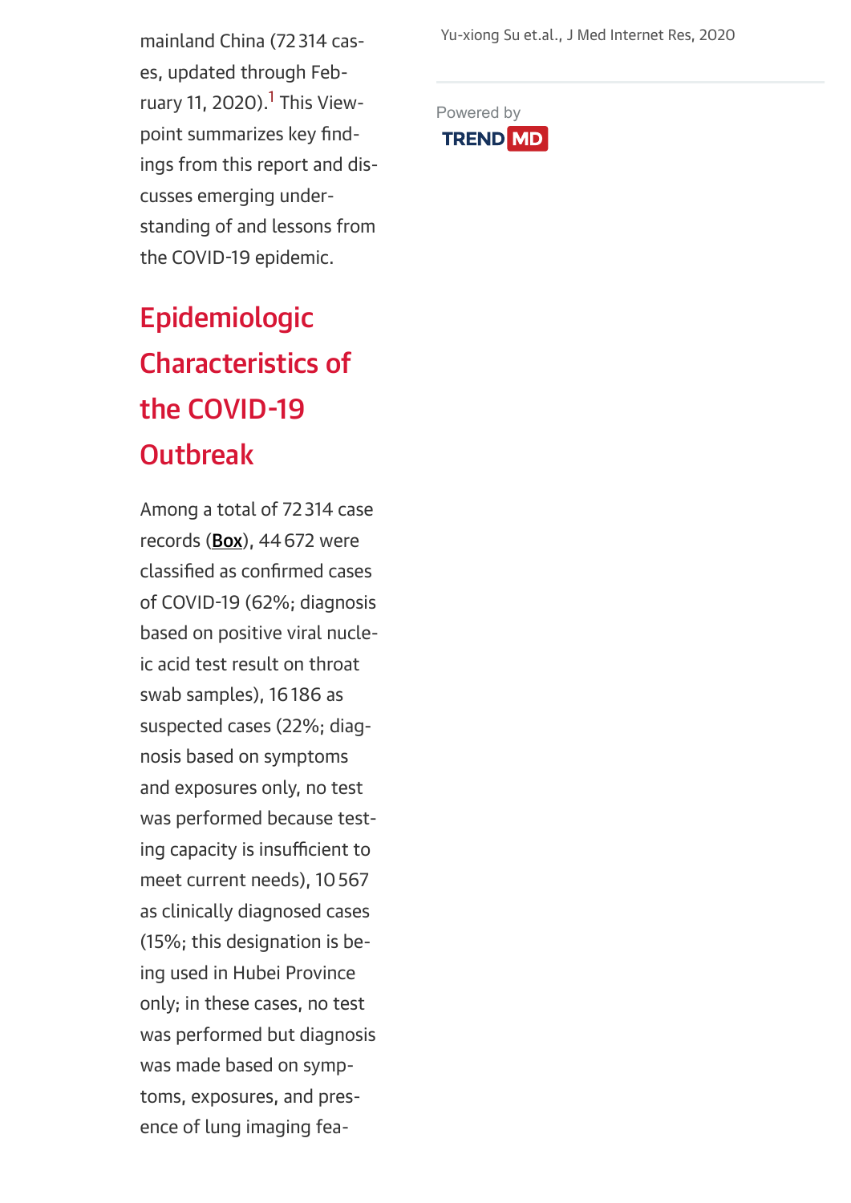mainland China (72 314 cases, updated through February 11, 2020).[1] This Viewpoint summarizes key findings from this report and discusses emerging understanding of and lessons from the COVID-19 epidemic.

## Epidemiologic Characteristics of the COVID-19 Outbreak

Among a total of 72 314 case records (**Box**), 44 672 were classified as confirmed cases of COVID-19 (62%; diagnosis based on positive viral nucleic acid test result on throat swab samples), 16 186 as suspected cases (22%; diagnosis based on symptoms and exposures only, no test was performed because testing capacity is insufficient to meet current needs), 10 567 as clinically diagnosed cases (15%; this designation is being used in Hubei Province only; in these cases, no test was performed but diagnosis was made based on symptoms, exposures, and presence of lung imaging fea-

Yu-xiong Su et.al., J Med Internet Res, 2020

Powered by TREND MD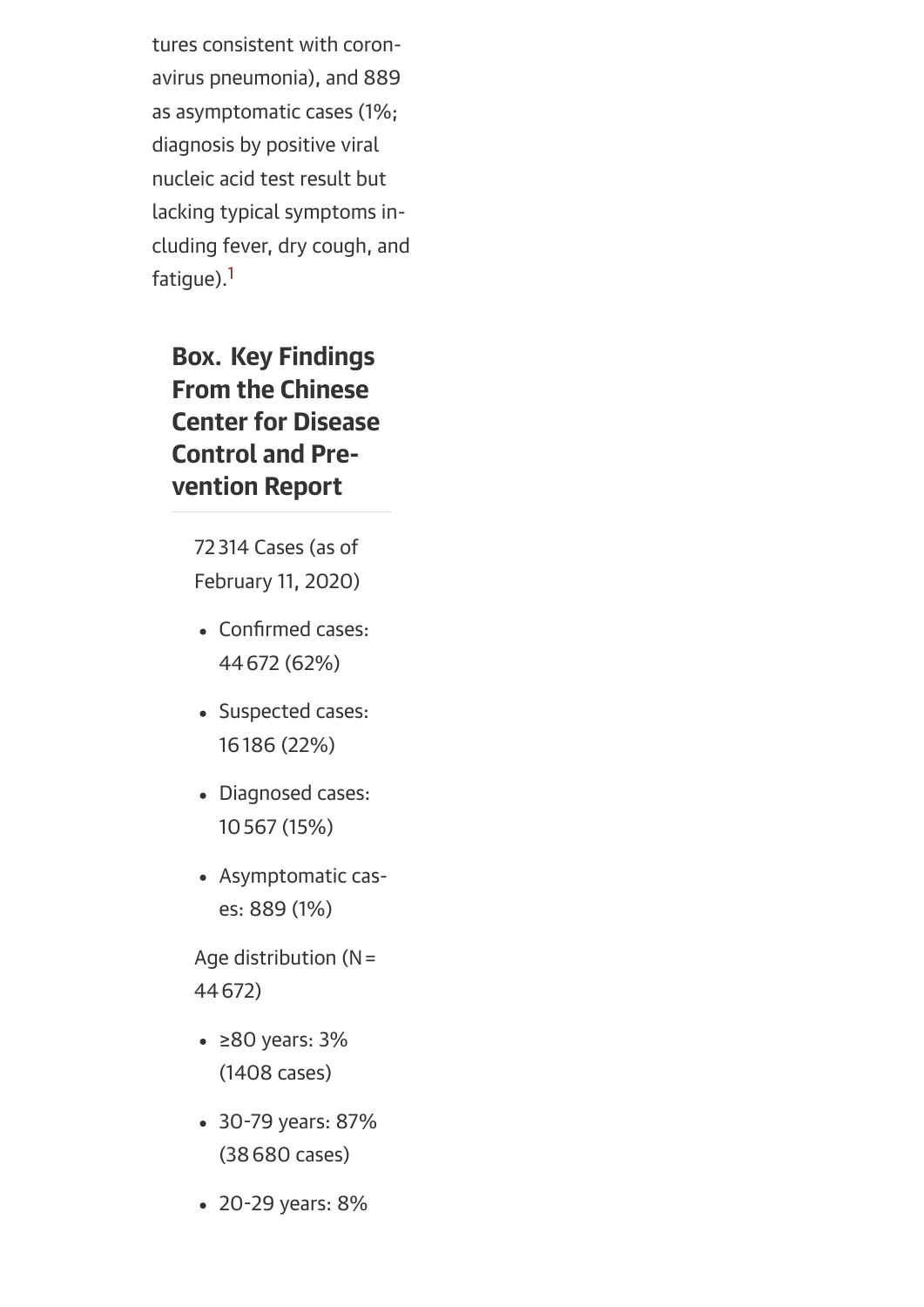tures consistent with coronavirus pneumonia), and 889 as asymptomatic cases (1%; diagnosis by positive viral nucleic acid test result but lacking typical symptoms including fever, dry cough, and fatigue).[1]

## Box. Key Findings From the Chinese Center for Disease Control and Prevention Report

72 314 Cases (as of February 11, 2020)

- Confirmed cases: 44 672 (62%)
- Suspected cases: 16 186 (22%)
- Diagnosed cases: 10 567 (15%)
- Asymptomatic cases: 889 (1%)

Age distribution (N = 44 672)

- ≥80 years: 3% (1408 cases)
- 30-79 years: 87% (38 680 cases)
- 20-29 years: 8%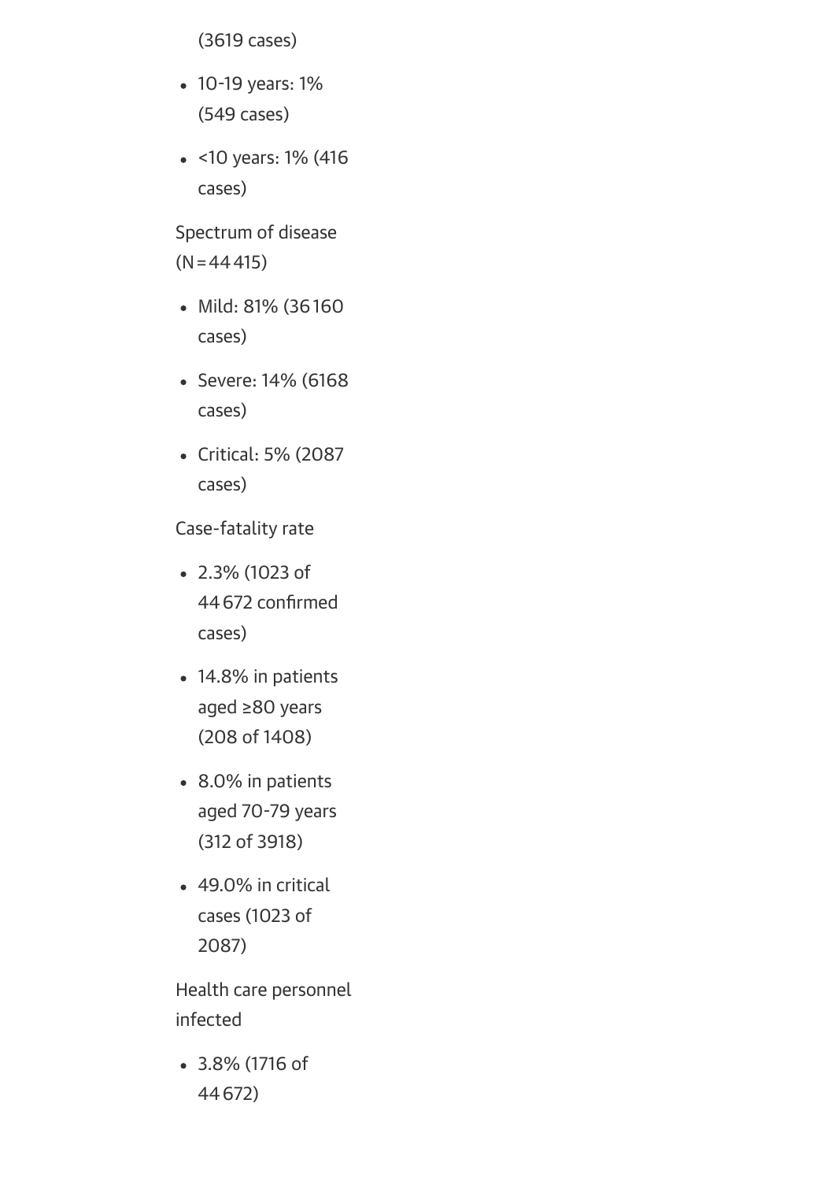(3619 cases)

- 10-19 years: 1% (549 cases)
- <10 years: 1% (416 cases)

Spectrum of disease (N = 44 415)

- Mild: 81% (36 160 cases)
- Severe: 14% (6168 cases)
- Critical: 5% (2087 cases)

Case-fatality rate

- 2.3% (1023 of 44 672 confirmed cases)
- 14.8% in patients aged ≥80 years (208 of 1408)
- 8.0% in patients aged 70-79 years (312 of 3918)
- 49.0% in critical cases (1023 of 2087)

Health care personnel infected

- 3.8% (1716 of 44 672)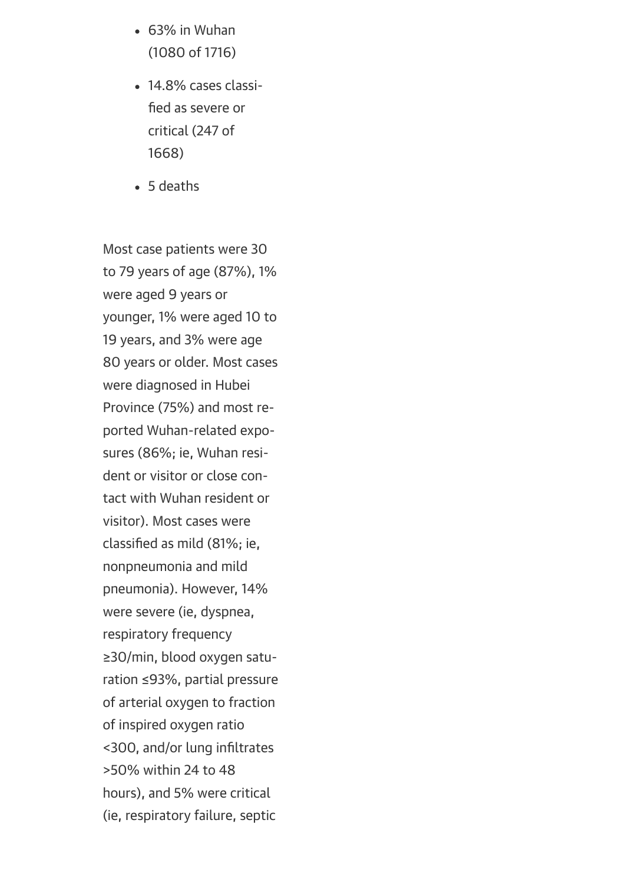- 63% in Wuhan (1080 of 1716)
- 14.8% cases classified as severe or critical (247 of 1668)
- 5 deaths

Most case patients were 30 to 79 years of age (87%), 1% were aged 9 years or younger, 1% were aged 10 to 19 years, and 3% were age 80 years or older. Most cases were diagnosed in Hubei Province (75%) and most reported Wuhan-related exposures (86%; ie, Wuhan resident or visitor or close contact with Wuhan resident or visitor). Most cases were classified as mild (81%; ie, nonpneumonia and mild pneumonia). However, 14% were severe (ie, dyspnea, respiratory frequency ≥30/min, blood oxygen saturation ≤93%, partial pressure of arterial oxygen to fraction of inspired oxygen ratio <300, and/or lung infiltrates >50% within 24 to 48 hours), and 5% were critical (ie, respiratory failure, septic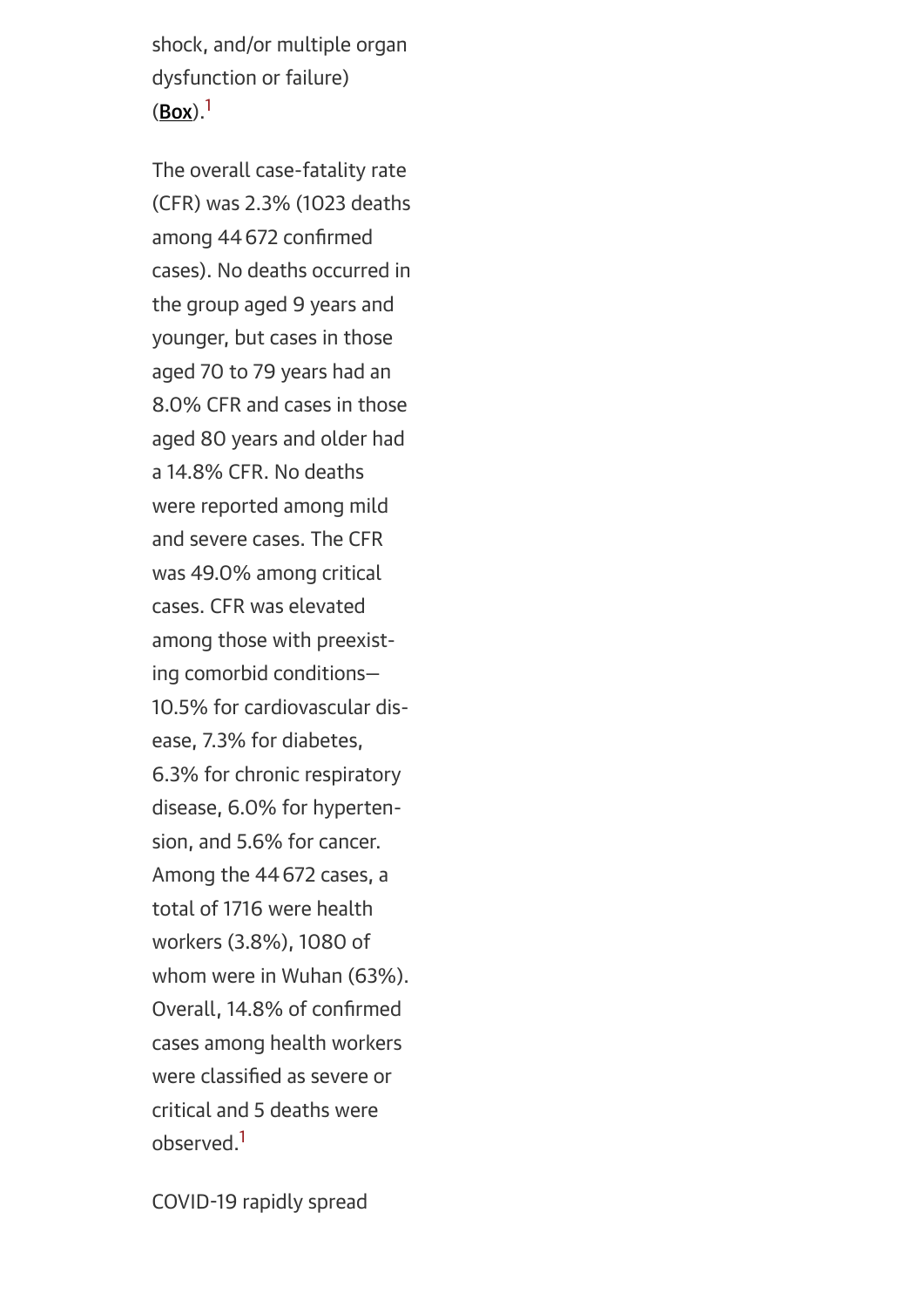shock, and/or multiple organ dysfunction or failure) (**Box**).[1]

The overall case-fatality rate (CFR) was 2.3% (1023 deaths among 44 672 confirmed cases). No deaths occurred in the group aged 9 years and younger, but cases in those aged 70 to 79 years had an 8.0% CFR and cases in those aged 80 years and older had a 14.8% CFR. No deaths were reported among mild and severe cases. The CFR was 49.0% among critical cases. CFR was elevated among those with preexisting comorbid conditions—10.5% for cardiovascular disease, 7.3% for diabetes, 6.3% for chronic respiratory disease, 6.0% for hypertension, and 5.6% for cancer. Among the 44 672 cases, a total of 1716 were health workers (3.8%), 1080 of whom were in Wuhan (63%). Overall, 14.8% of confirmed cases among health workers were classified as severe or critical and 5 deaths were observed.[1]

COVID-19 rapidly spread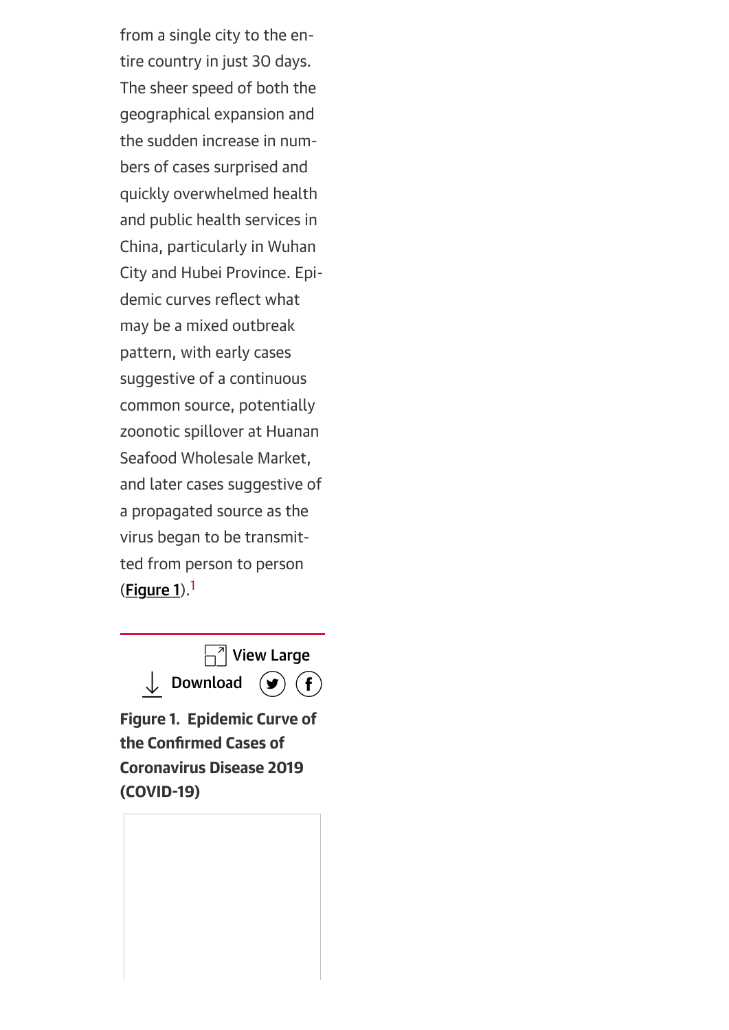from a single city to the entire country in just 30 days. The sheer speed of both the geographical expansion and the sudden increase in numbers of cases surprised and quickly overwhelmed health and public health services in China, particularly in Wuhan City and Hubei Province. Epidemic curves reflect what may be a mixed outbreak pattern, with early cases suggestive of a continuous common source, potentially zoonotic spillover at Huanan Seafood Wholesale Market, and later cases suggestive of a propagated source as the virus began to be transmitted from person to person (**Figure 1**).[1]

**Figure 1. Epidemic Curve of the Confirmed Cases of Coronavirus Disease 2019 (COVID-19)**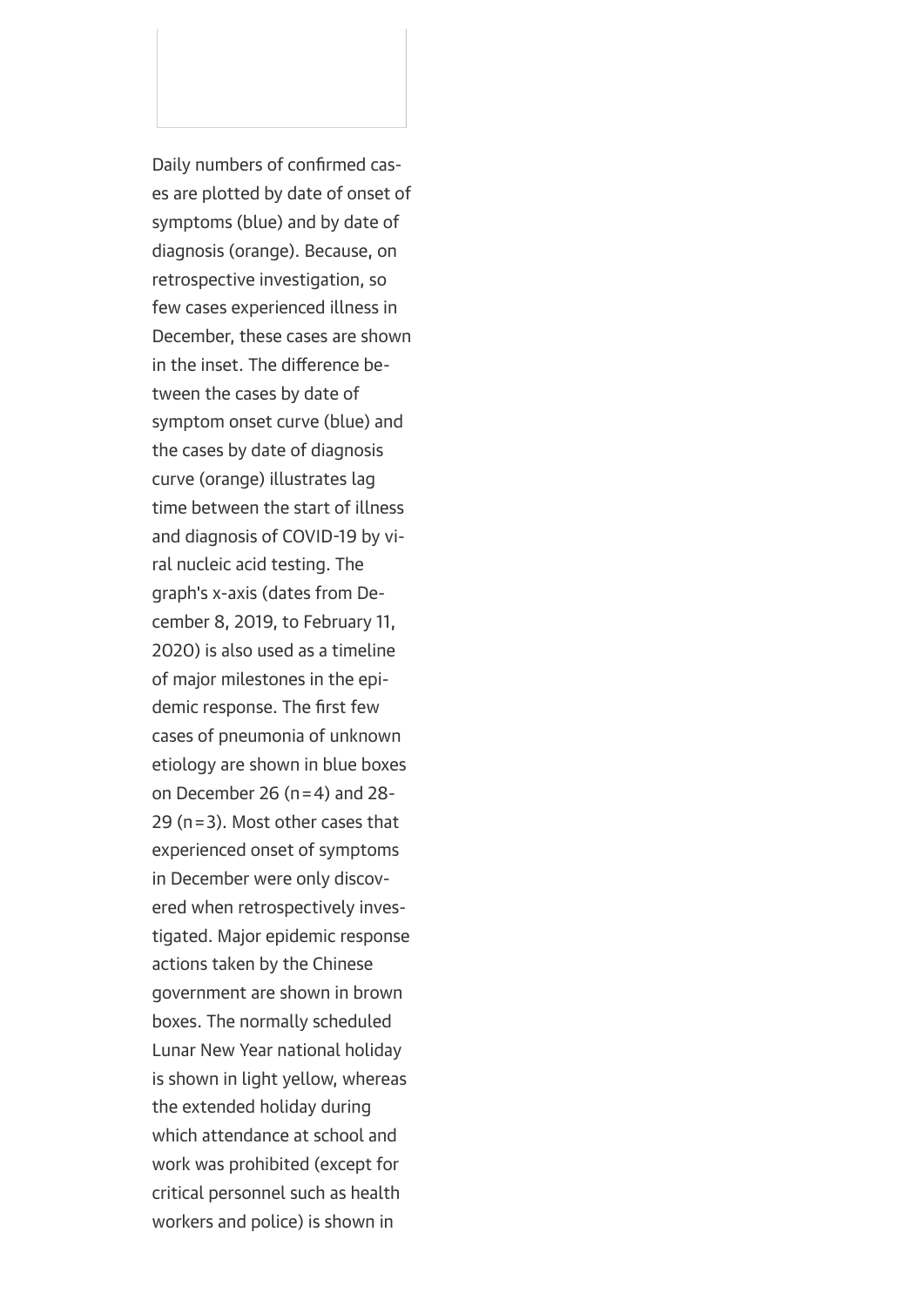Daily numbers of confirmed cases are plotted by date of onset of symptoms (blue) and by date of diagnosis (orange). Because, on retrospective investigation, so few cases experienced illness in December, these cases are shown in the inset. The difference between the cases by date of symptom onset curve (blue) and the cases by date of diagnosis curve (orange) illustrates lag time between the start of illness and diagnosis of COVID-19 by viral nucleic acid testing. The graph's x-axis (dates from December 8, 2019, to February 11, 2020) is also used as a timeline of major milestones in the epidemic response. The first few cases of pneumonia of unknown etiology are shown in blue boxes on December 26 (n = 4) and 28-29 (n = 3). Most other cases that experienced onset of symptoms in December were only discovered when retrospectively investigated. Major epidemic response actions taken by the Chinese government are shown in brown boxes. The normally scheduled Lunar New Year national holiday is shown in light yellow, whereas the extended holiday during which attendance at school and work was prohibited (except for critical personnel such as health workers and police) is shown in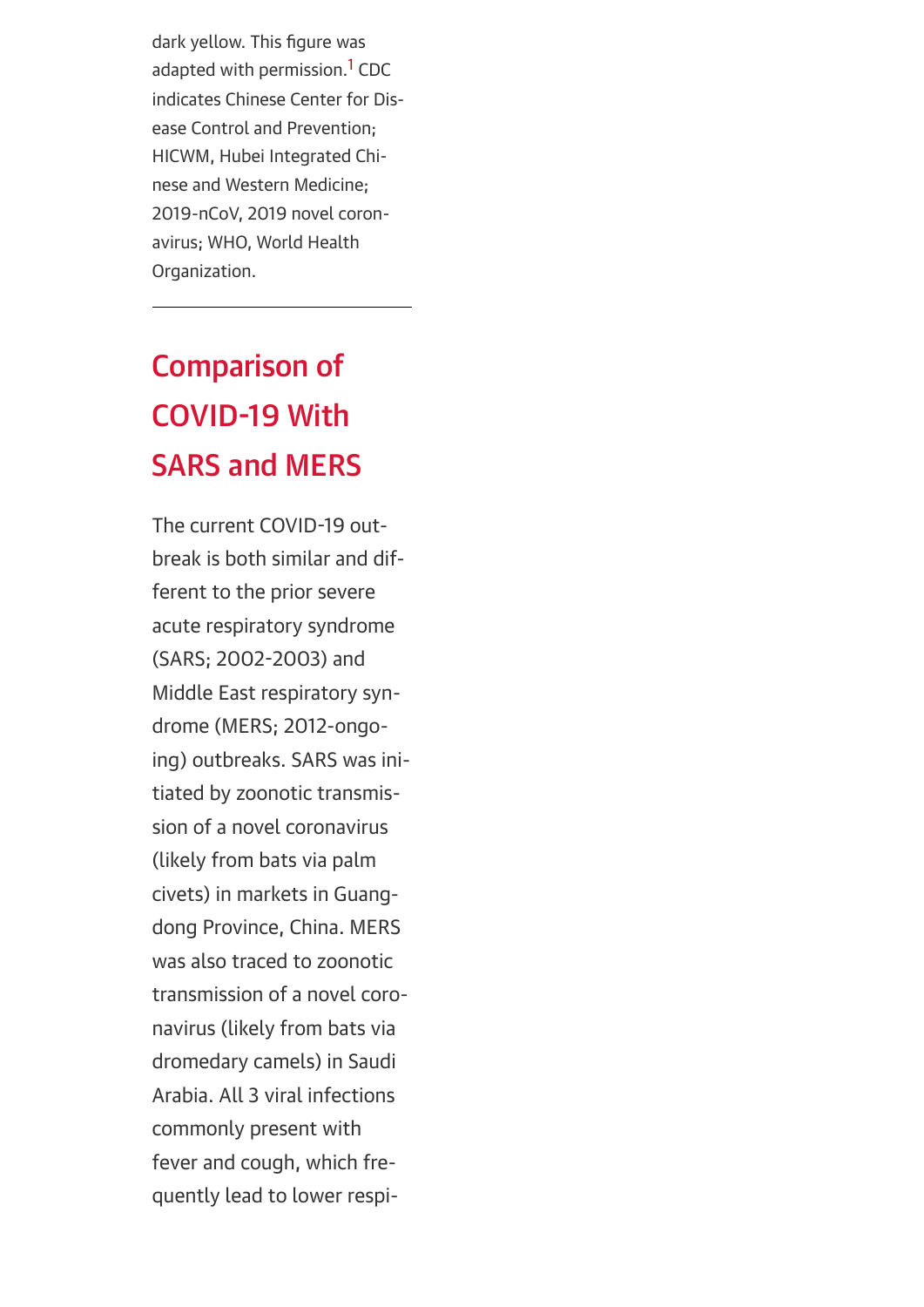dark yellow. This figure was adapted with permission.[1] CDC indicates Chinese Center for Disease Control and Prevention; HICWM, Hubei Integrated Chinese and Western Medicine; 2019-nCoV, 2019 novel coronavirus; WHO, World Health Organization.

---

## Comparison of COVID-19 With SARS and MERS

The current COVID-19 outbreak is both similar and different to the prior severe acute respiratory syndrome (SARS; 2002-2003) and Middle East respiratory syndrome (MERS; 2012-ongoing) outbreaks. SARS was initiated by zoonotic transmission of a novel coronavirus (likely from bats via palm civets) in markets in Guangdong Province, China. MERS was also traced to zoonotic transmission of a novel coronavirus (likely from bats via dromedary camels) in Saudi Arabia. All 3 viral infections commonly present with fever and cough, which frequently lead to lower respi-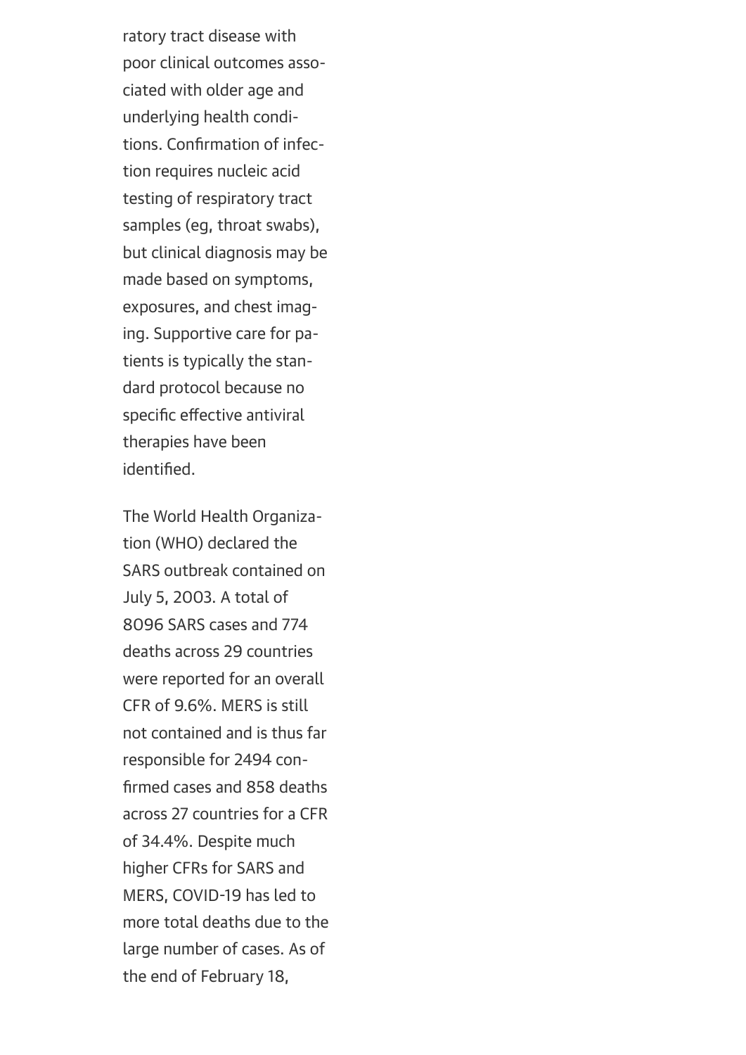ratory tract disease with poor clinical outcomes associated with older age and underlying health conditions. Confirmation of infection requires nucleic acid testing of respiratory tract samples (eg, throat swabs), but clinical diagnosis may be made based on symptoms, exposures, and chest imaging. Supportive care for patients is typically the standard protocol because no specific effective antiviral therapies have been identified.

The World Health Organization (WHO) declared the SARS outbreak contained on July 5, 2003. A total of 8096 SARS cases and 774 deaths across 29 countries were reported for an overall CFR of 9.6%. MERS is still not contained and is thus far responsible for 2494 confirmed cases and 858 deaths across 27 countries for a CFR of 34.4%. Despite much higher CFRs for SARS and MERS, COVID-19 has led to more total deaths due to the large number of cases. As of the end of February 18,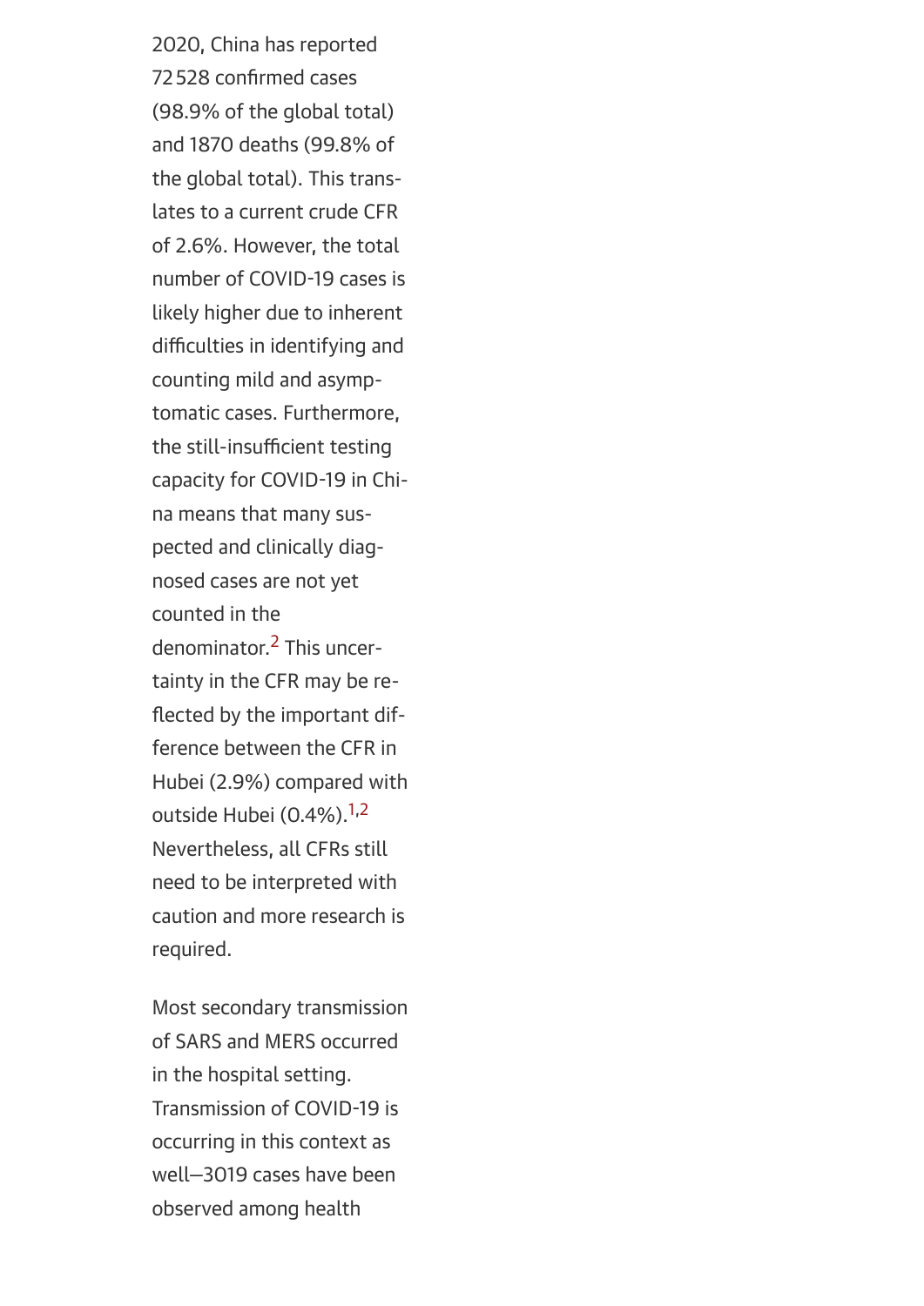2020, China has reported 72 528 confirmed cases (98.9% of the global total) and 1870 deaths (99.8% of the global total). This translates to a current crude CFR of 2.6%. However, the total number of COVID-19 cases is likely higher due to inherent difficulties in identifying and counting mild and asymptomatic cases. Furthermore, the still-insufficient testing capacity for COVID-19 in China means that many suspected and clinically diagnosed cases are not yet counted in the denominator.[2] This uncertainty in the CFR may be reflected by the important difference between the CFR in Hubei (2.9%) compared with outside Hubei (0.4%).[1,2] Nevertheless, all CFRs still need to be interpreted with caution and more research is required.

Most secondary transmission of SARS and MERS occurred in the hospital setting. Transmission of COVID-19 is occurring in this context as well—3019 cases have been observed among health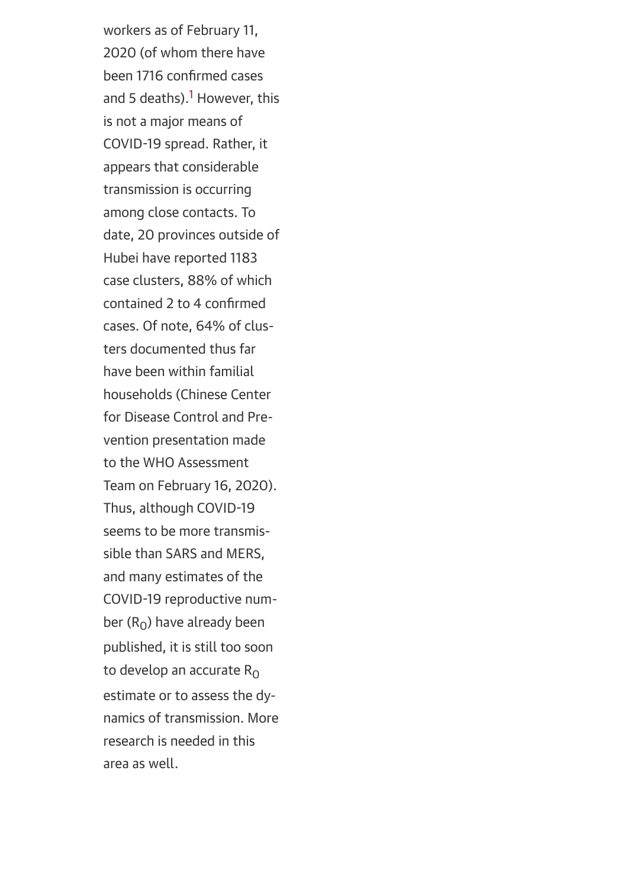workers as of February 11, 2020 (of whom there have been 1716 confirmed cases and 5 deaths).[1] However, this is not a major means of COVID-19 spread. Rather, it appears that considerable transmission is occurring among close contacts. To date, 20 provinces outside of Hubei have reported 1183 case clusters, 88% of which contained 2 to 4 confirmed cases. Of note, 64% of clusters documented thus far have been within familial households (Chinese Center for Disease Control and Prevention presentation made to the WHO Assessment Team on February 16, 2020). Thus, although COVID-19 seems to be more transmissible than SARS and MERS, and many estimates of the COVID-19 reproductive number ($R_0$) have already been published, it is still too soon to develop an accurate $R_0$ estimate or to assess the dynamics of transmission. More research is needed in this area as well.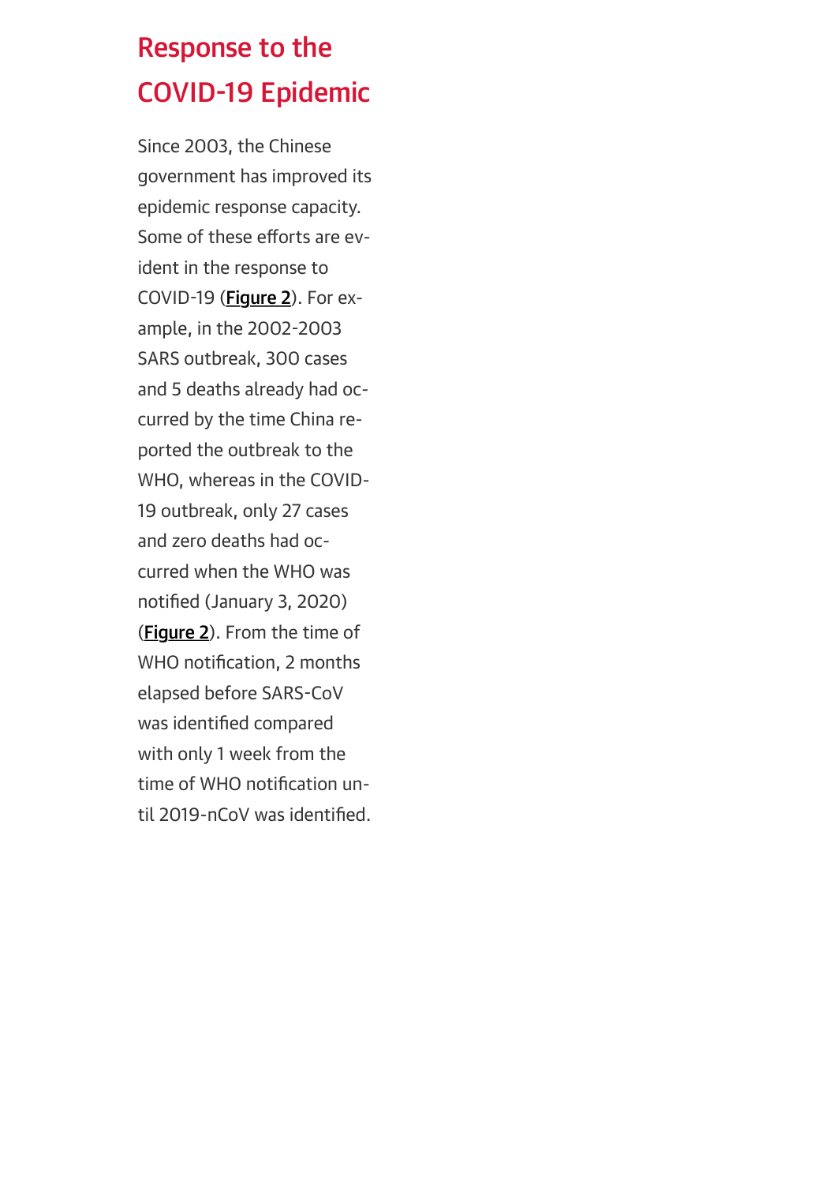## Response to the COVID-19 Epidemic

Since 2003, the Chinese government has improved its epidemic response capacity. Some of these efforts are evident in the response to COVID-19 (Figure 2). For example, in the 2002-2003 SARS outbreak, 300 cases and 5 deaths already had occurred by the time China reported the outbreak to the WHO, whereas in the COVID-19 outbreak, only 27 cases and zero deaths had occurred when the WHO was notified (January 3, 2020) (Figure 2). From the time of WHO notification, 2 months elapsed before SARS-CoV was identified compared with only 1 week from the time of WHO notification until 2019-nCoV was identified.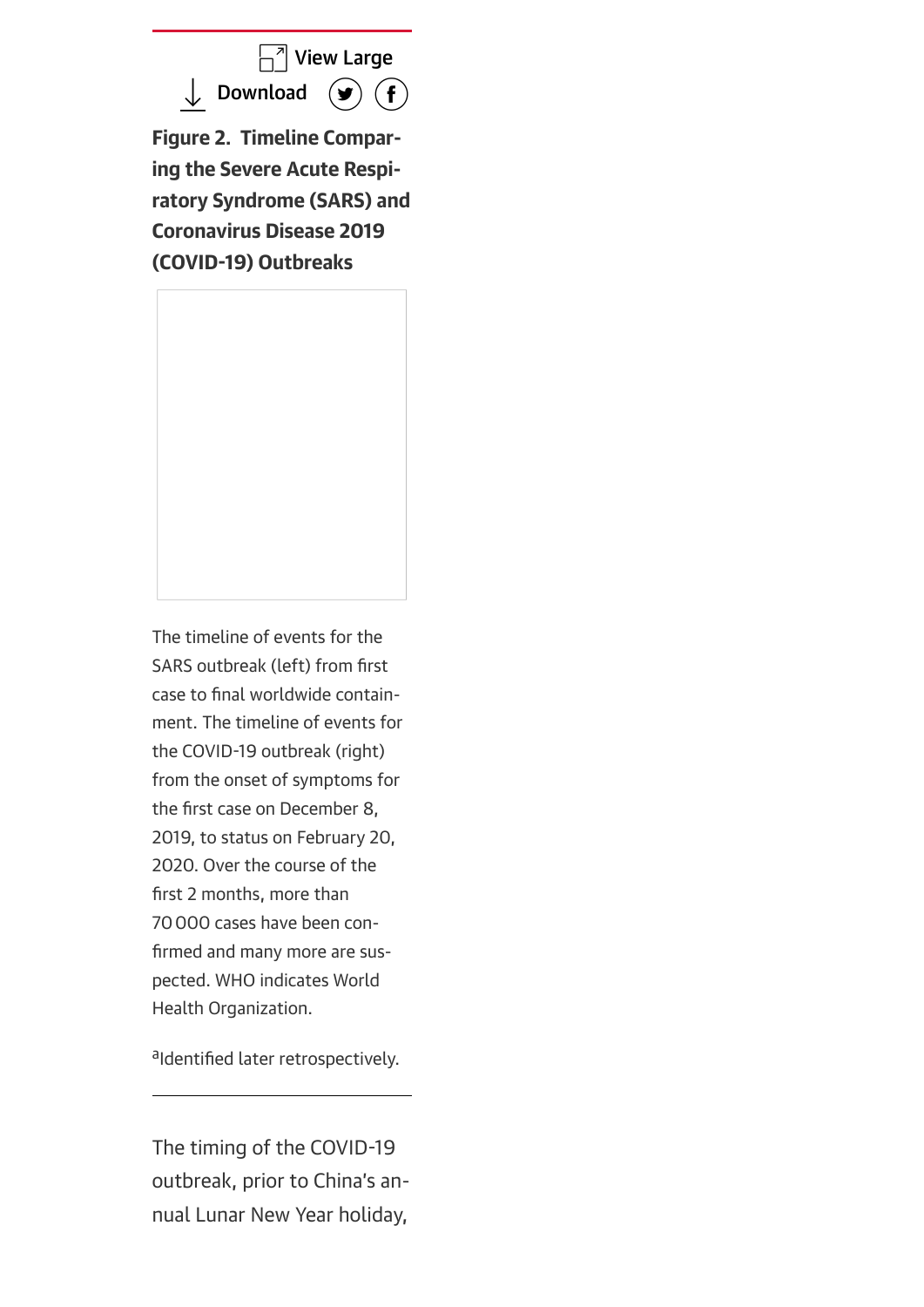View Large

Download

**Figure 2. Timeline Comparing the Severe Acute Respiratory Syndrome (SARS) and Coronavirus Disease 2019 (COVID-19) Outbreaks**

The timeline of events for the SARS outbreak (left) from first case to final worldwide containment. The timeline of events for the COVID-19 outbreak (right) from the onset of symptoms for the first case on December 8, 2019, to status on February 20, 2020. Over the course of the first 2 months, more than 70 000 cases have been confirmed and many more are suspected. WHO indicates World Health Organization.

[a]Identified later retrospectively.

---

The timing of the COVID-19 outbreak, prior to China's annual Lunar New Year holiday,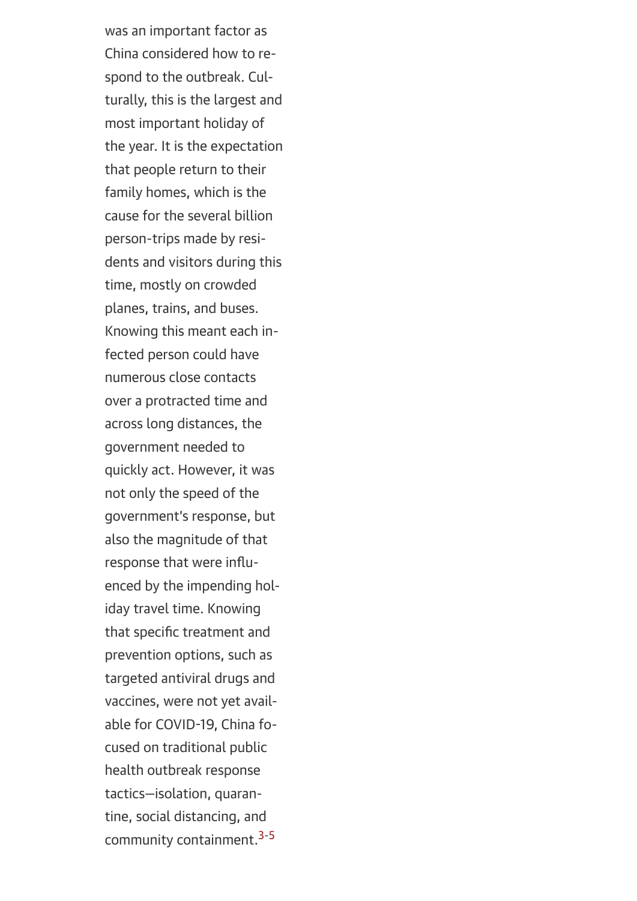was an important factor as China considered how to respond to the outbreak. Culturally, this is the largest and most important holiday of the year. It is the expectation that people return to their family homes, which is the cause for the several billion person-trips made by residents and visitors during this time, mostly on crowded planes, trains, and buses. Knowing this meant each infected person could have numerous close contacts over a protracted time and across long distances, the government needed to quickly act. However, it was not only the speed of the government's response, but also the magnitude of that response that were influenced by the impending holiday travel time. Knowing that specific treatment and prevention options, such as targeted antiviral drugs and vaccines, were not yet available for COVID-19, China focused on traditional public health outbreak response tactics—isolation, quarantine, social distancing, and community containment.[3-5]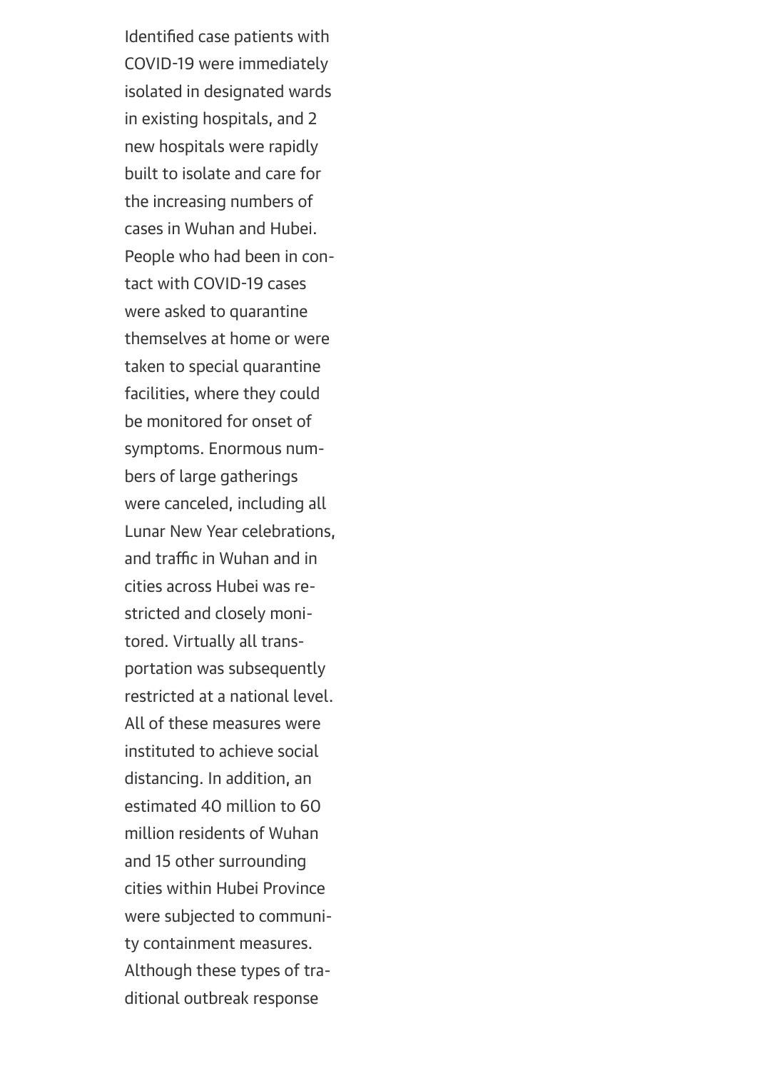Identified case patients with COVID-19 were immediately isolated in designated wards in existing hospitals, and 2 new hospitals were rapidly built to isolate and care for the increasing numbers of cases in Wuhan and Hubei. People who had been in contact with COVID-19 cases were asked to quarantine themselves at home or were taken to special quarantine facilities, where they could be monitored for onset of symptoms. Enormous numbers of large gatherings were canceled, including all Lunar New Year celebrations, and traffic in Wuhan and in cities across Hubei was restricted and closely monitored. Virtually all transportation was subsequently restricted at a national level. All of these measures were instituted to achieve social distancing. In addition, an estimated 40 million to 60 million residents of Wuhan and 15 other surrounding cities within Hubei Province were subjected to community containment measures. Although these types of traditional outbreak response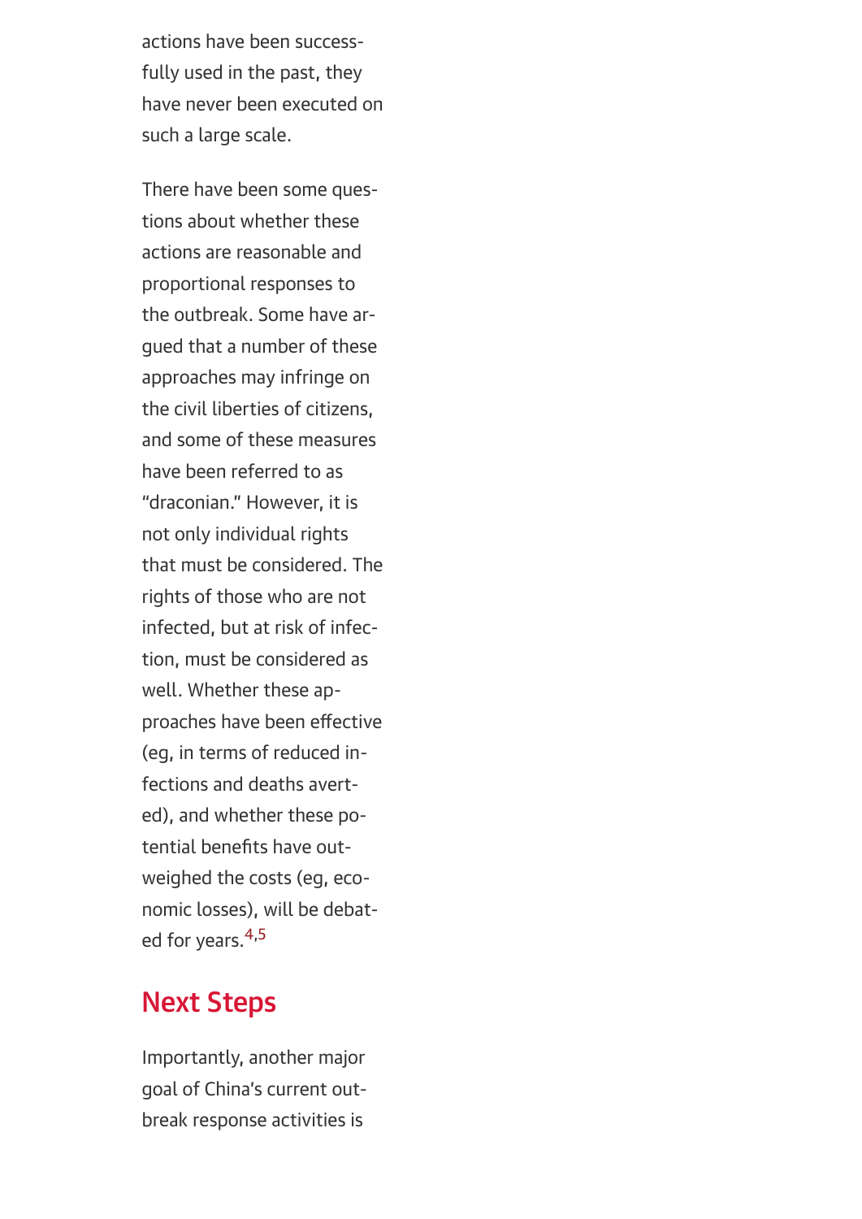actions have been successfully used in the past, they have never been executed on such a large scale.

There have been some questions about whether these actions are reasonable and proportional responses to the outbreak. Some have argued that a number of these approaches may infringe on the civil liberties of citizens, and some of these measures have been referred to as "draconian." However, it is not only individual rights that must be considered. The rights of those who are not infected, but at risk of infection, must be considered as well. Whether these approaches have been effective (eg, in terms of reduced infections and deaths averted), and whether these potential benefits have outweighed the costs (eg, economic losses), will be debated for years.[4,5]

## Next Steps

Importantly, another major goal of China's current outbreak response activities is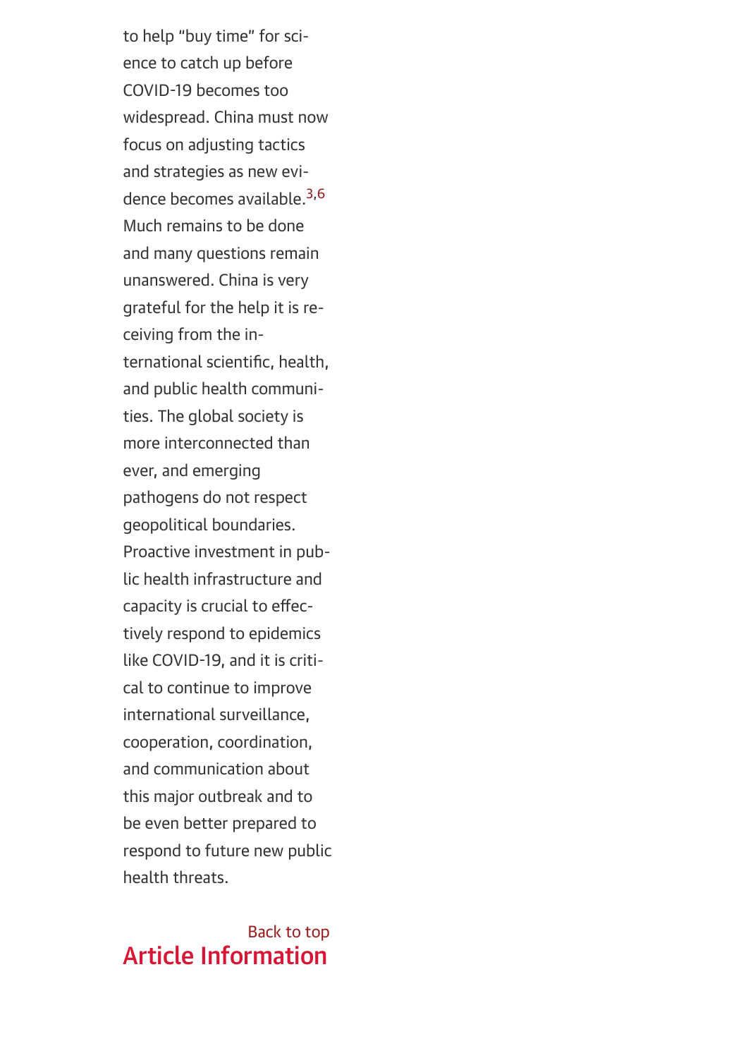to help "buy time" for science to catch up before COVID-19 becomes too widespread. China must now focus on adjusting tactics and strategies as new evidence becomes available.[3,6] Much remains to be done and many questions remain unanswered. China is very grateful for the help it is receiving from the international scientific, health, and public health communities. The global society is more interconnected than ever, and emerging pathogens do not respect geopolitical boundaries. Proactive investment in public health infrastructure and capacity is crucial to effectively respond to epidemics like COVID-19, and it is critical to continue to improve international surveillance, cooperation, coordination, and communication about this major outbreak and to be even better prepared to respond to future new public health threats.

Back to top

## Article Information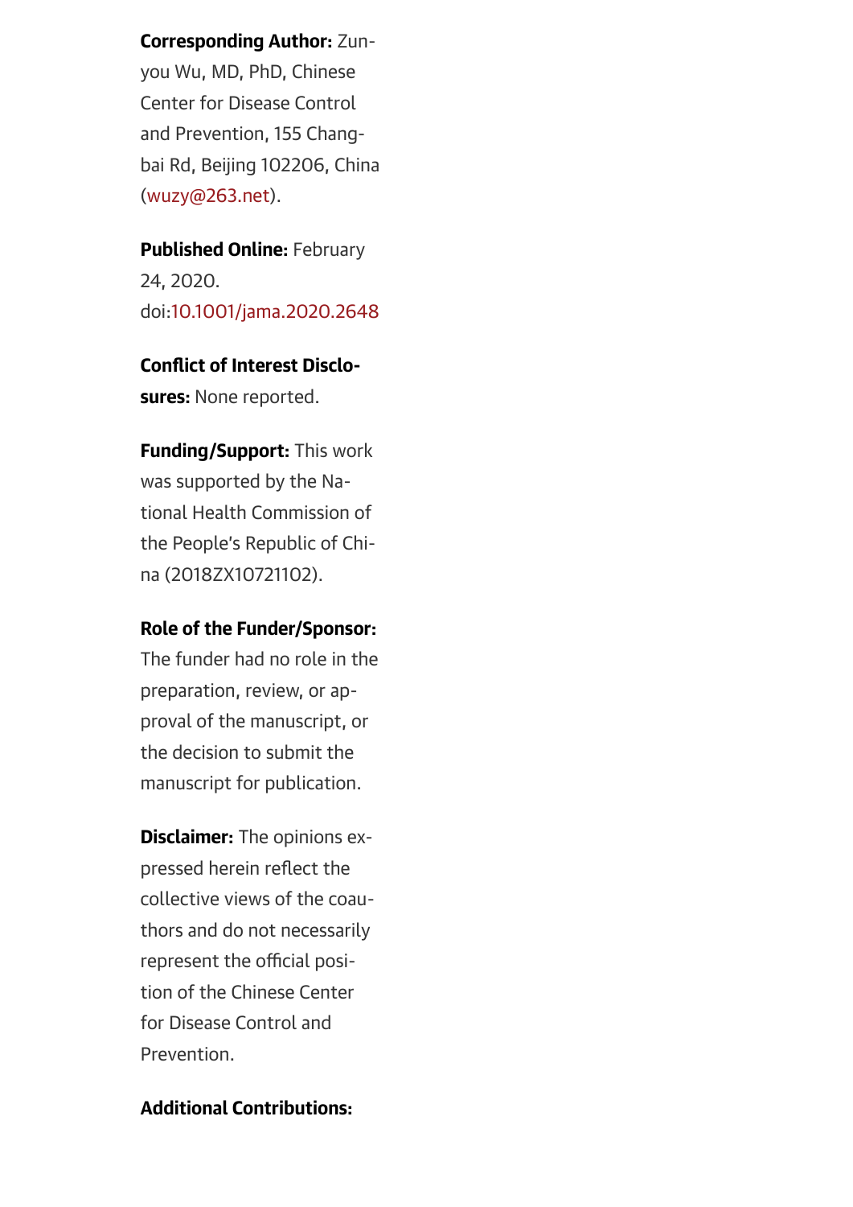**Corresponding Author:** Zunyou Wu, MD, PhD, Chinese Center for Disease Control and Prevention, 155 Changbai Rd, Beijing 102206, China (wuzy@263.net).

**Published Online:** February 24, 2020. doi:10.1001/jama.2020.2648

**Conflict of Interest Disclosures:** None reported.

**Funding/Support:** This work was supported by the National Health Commission of the People's Republic of China (2018ZX10721102).

**Role of the Funder/Sponsor:** The funder had no role in the preparation, review, or approval of the manuscript, or the decision to submit the manuscript for publication.

**Disclaimer:** The opinions expressed herein reflect the collective views of the coauthors and do not necessarily represent the official position of the Chinese Center for Disease Control and Prevention.

**Additional Contributions:**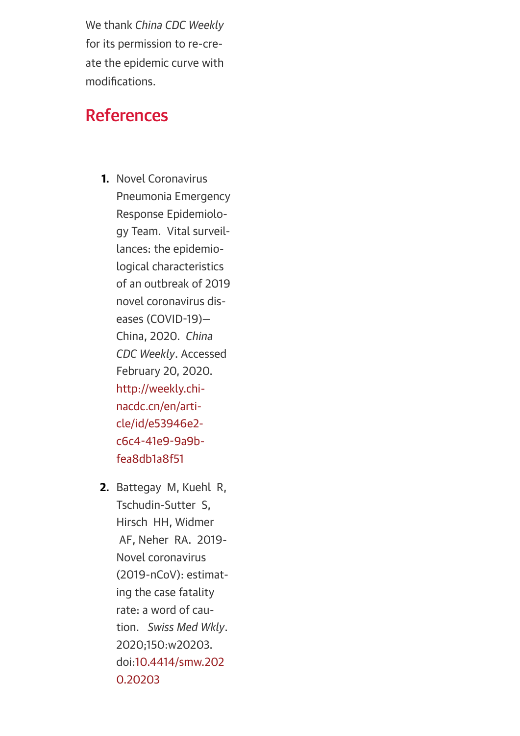We thank *China CDC Weekly* for its permission to re-create the epidemic curve with modifications.

## References

1. Novel Coronavirus Pneumonia Emergency Response Epidemiology Team. Vital surveillances: the epidemiological characteristics of an outbreak of 2019 novel coronavirus diseases (COVID-19)—China, 2020. *China CDC Weekly*. Accessed February 20, 2020. http://weekly.chinacdc.cn/en/article/id/e53946e2-c6c4-41e9-9a9b-fea8db1a8f51

2. Battegay M, Kuehl R, Tschudin-Sutter S, Hirsch HH, Widmer AF, Neher RA. 2019-Novel coronavirus (2019-nCoV): estimating the case fatality rate: a word of caution. *Swiss Med Wkly*. 2020;150:w20203. doi:10.4414/smw.2020.20203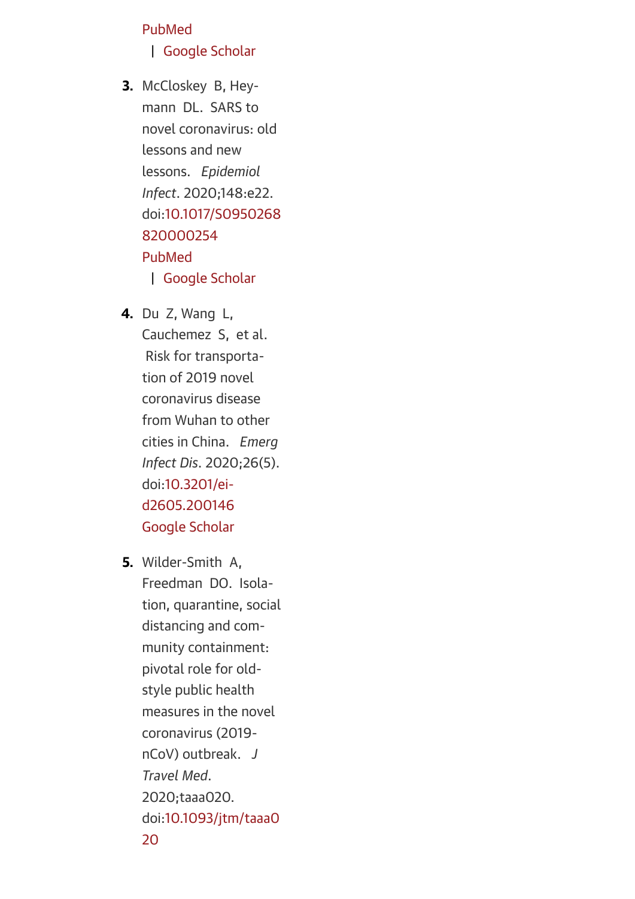PubMed | Google Scholar

3. McCloskey B, Heymann DL. SARS to novel coronavirus: old lessons and new lessons. *Epidemiol Infect*. 2020;148:e22. doi:10.1017/S0950268820000254 PubMed | Google Scholar

4. Du Z, Wang L, Cauchemez S, et al. Risk for transportation of 2019 novel coronavirus disease from Wuhan to other cities in China. *Emerg Infect Dis*. 2020;26(5). doi:10.3201/eid2605.200146 Google Scholar

5. Wilder-Smith A, Freedman DO. Isolation, quarantine, social distancing and community containment: pivotal role for old-style public health measures in the novel coronavirus (2019-nCoV) outbreak. *J Travel Med*. 2020;taaa020. doi:10.1093/jtm/taaa020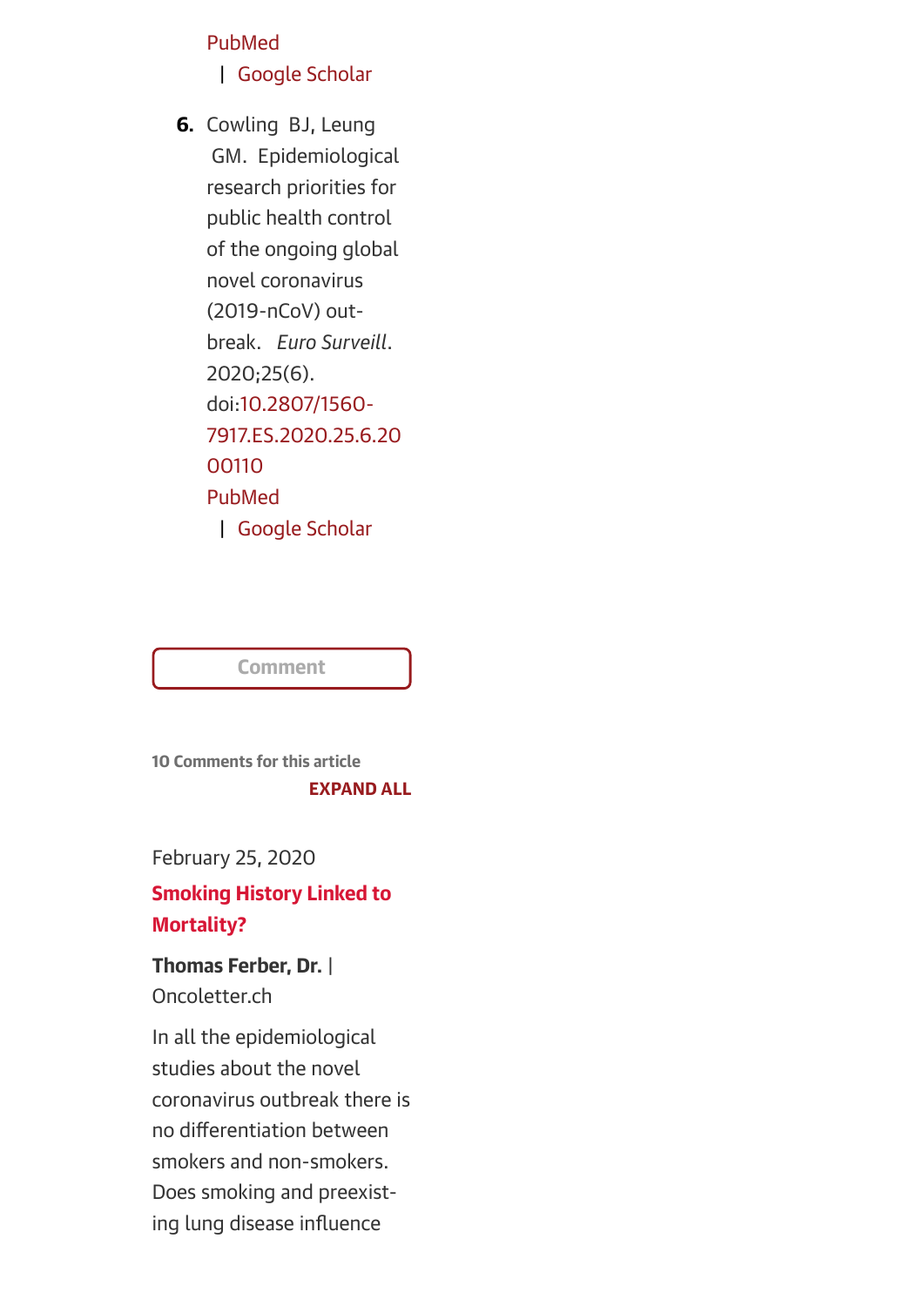PubMed | Google Scholar

6. Cowling BJ, Leung GM. Epidemiological research priorities for public health control of the ongoing global novel coronavirus (2019-nCoV) outbreak. *Euro Surveill*. 2020;25(6). doi:10.2807/1560-7917.ES.2020.25.6.2000110 PubMed | Google Scholar

Comment

**10 Comments for this article**

**EXPAND ALL**

February 25, 2020

**Smoking History Linked to Mortality?**

**Thomas Ferber, Dr.** | Oncoletter.ch

In all the epidemiological studies about the novel coronavirus outbreak there is no differentiation between smokers and non-smokers. Does smoking and preexisting lung disease influence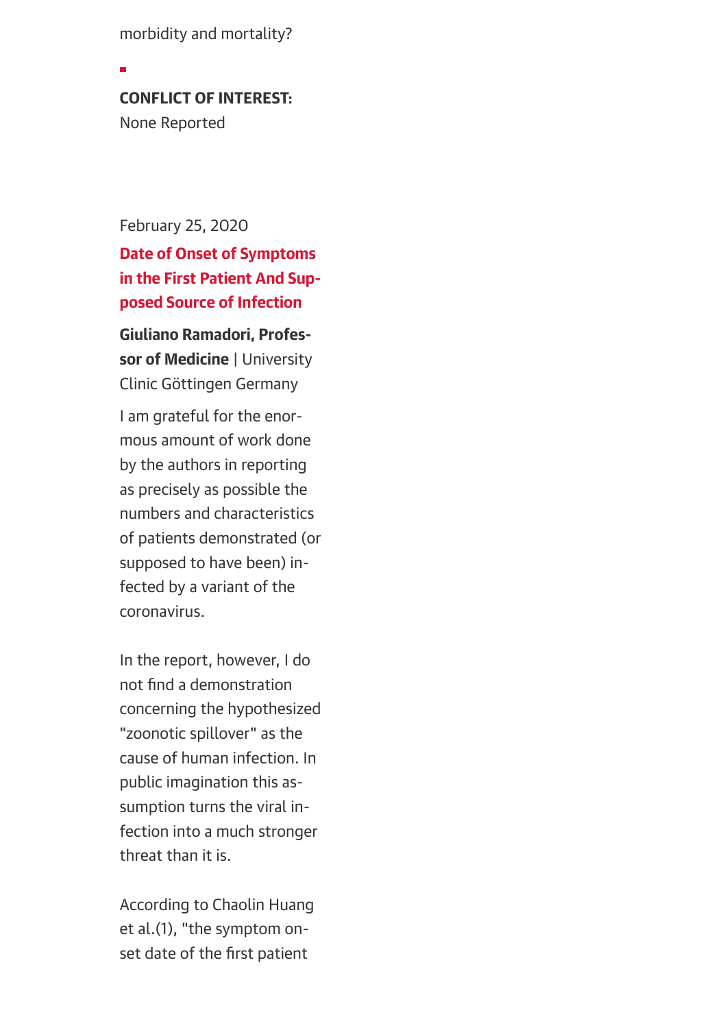morbidity and mortality?

**CONFLICT OF INTEREST:**
None Reported

February 25, 2020

### Date of Onset of Symptoms in the First Patient And Supposed Source of Infection

**Giuliano Ramadori, Professor of Medicine** | University Clinic Göttingen Germany

I am grateful for the enormous amount of work done by the authors in reporting as precisely as possible the numbers and characteristics of patients demonstrated (or supposed to have been) infected by a variant of the coronavirus.

In the report, however, I do not find a demonstration concerning the hypothesized "zoonotic spillover" as the cause of human infection. In public imagination this assumption turns the viral infection into a much stronger threat than it is.

According to Chaolin Huang et al.(1), "the symptom onset date of the first patient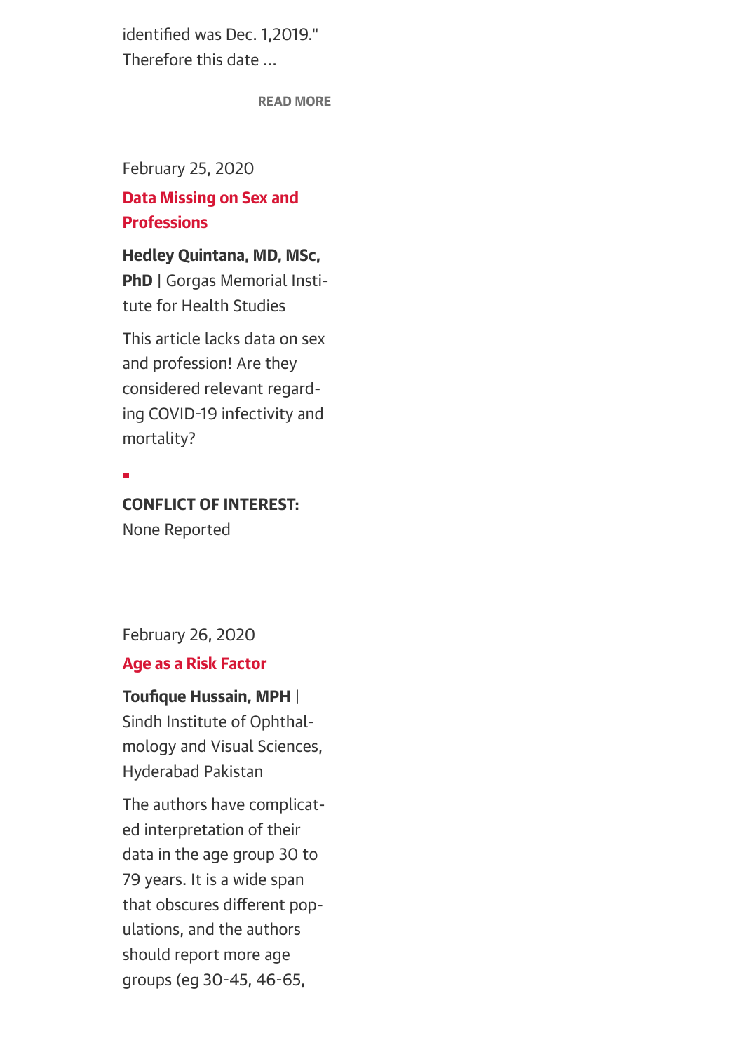identified was Dec. 1,2019." Therefore this date ...

READ MORE

February 25, 2020

**Data Missing on Sex and Professions**

**Hedley Quintana, MD, MSc, PhD** | Gorgas Memorial Institute for Health Studies

This article lacks data on sex and profession! Are they considered relevant regarding COVID-19 infectivity and mortality?

**CONFLICT OF INTEREST:** None Reported

February 26, 2020

**Age as a Risk Factor**

**Toufique Hussain, MPH** | Sindh Institute of Ophthalmology and Visual Sciences, Hyderabad Pakistan

The authors have complicated interpretation of their data in the age group 30 to 79 years. It is a wide span that obscures different populations, and the authors should report more age groups (eg 30-45, 46-65,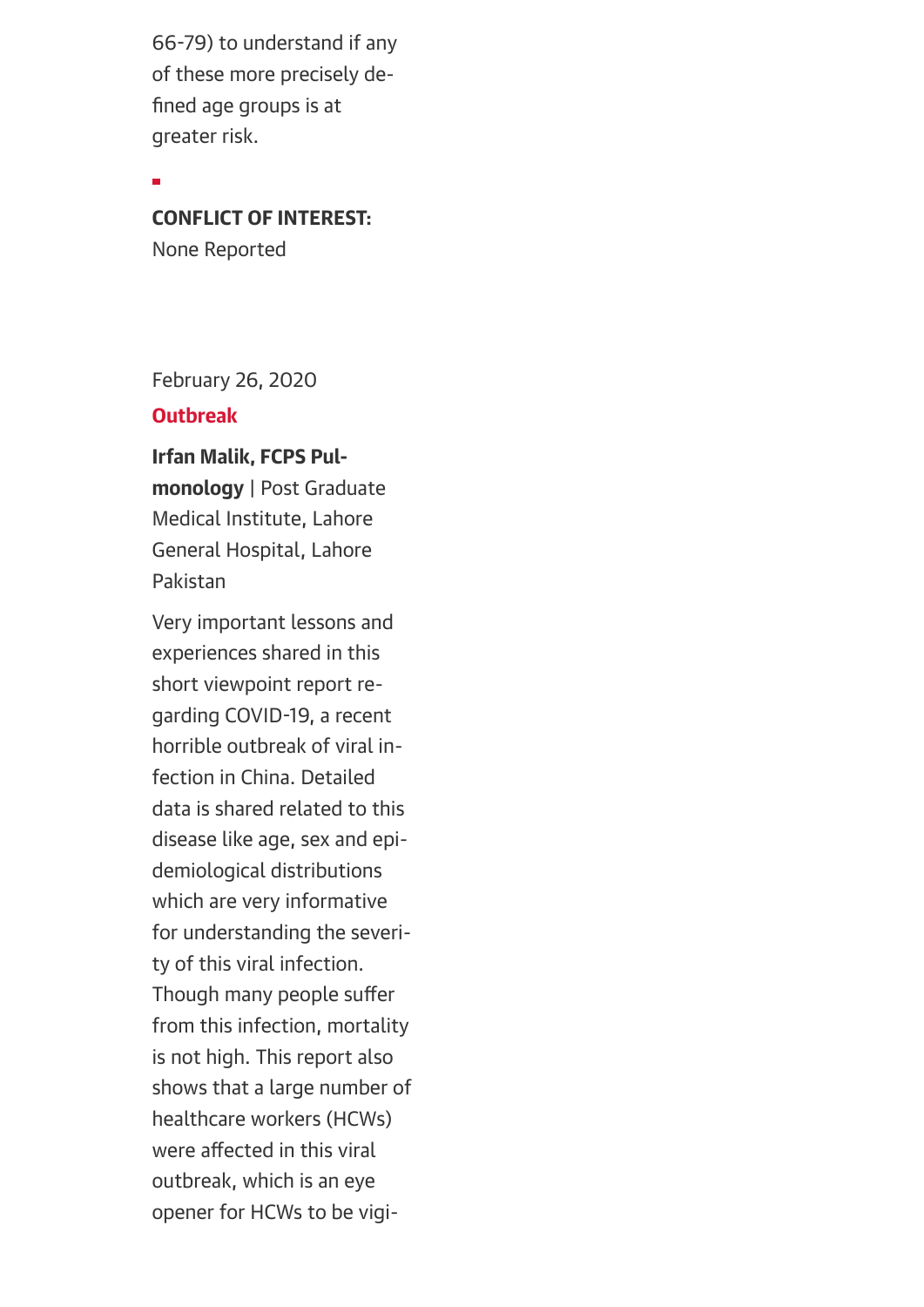66-79) to understand if any of these more precisely defined age groups is at greater risk.

**CONFLICT OF INTEREST:** None Reported

February 26, 2020

**Outbreak**

**Irfan Malik, FCPS Pulmonology** | Post Graduate Medical Institute, Lahore General Hospital, Lahore Pakistan

Very important lessons and experiences shared in this short viewpoint report regarding COVID-19, a recent horrible outbreak of viral infection in China. Detailed data is shared related to this disease like age, sex and epidemiological distributions which are very informative for understanding the severity of this viral infection. Though many people suffer from this infection, mortality is not high. This report also shows that a large number of healthcare workers (HCWs) were affected in this viral outbreak, which is an eye opener for HCWs to be vigi-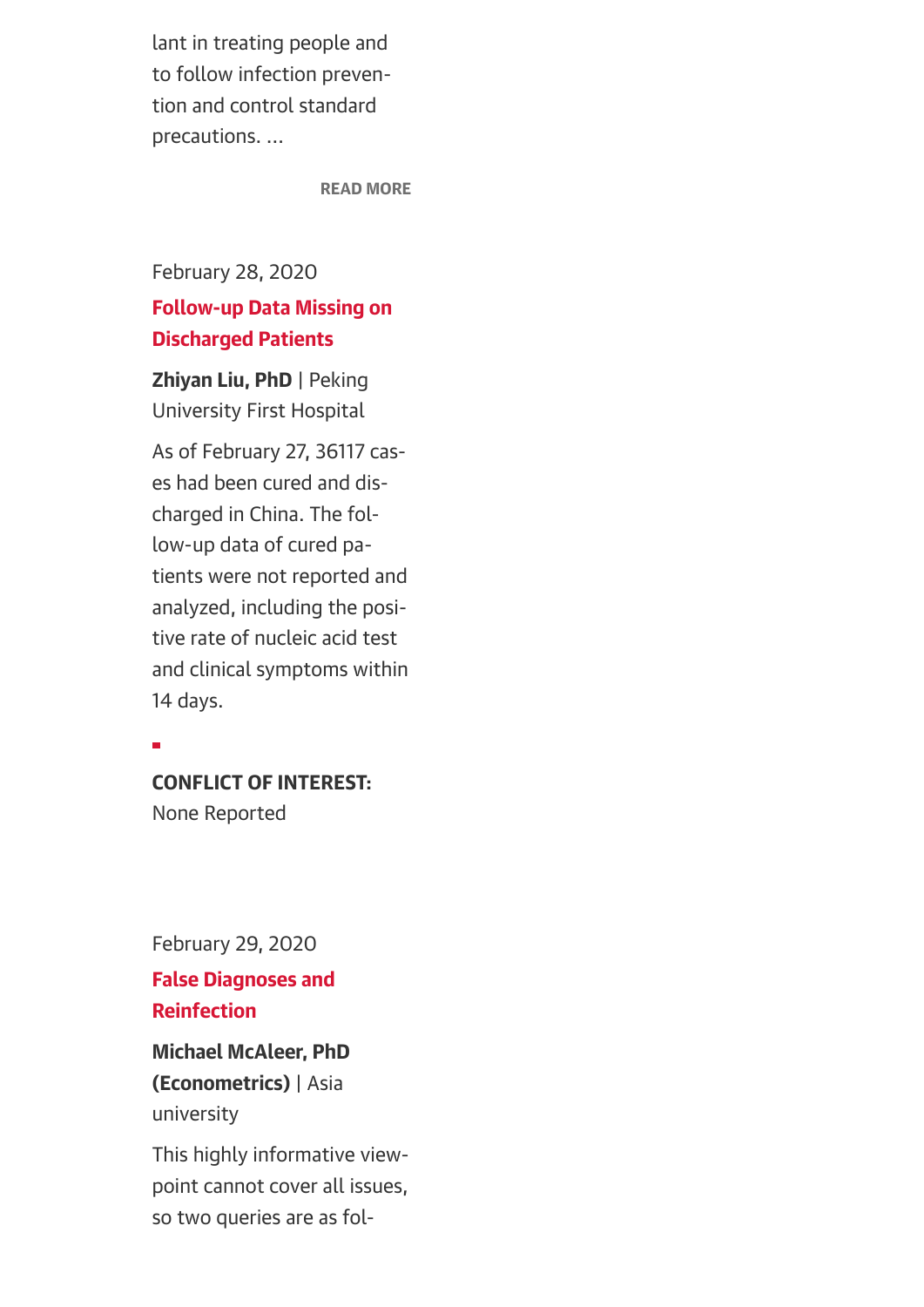lant in treating people and to follow infection prevention and control standard precautions. ...

READ MORE

February 28, 2020

### Follow-up Data Missing on Discharged Patients

**Zhiyan Liu, PhD** | Peking University First Hospital

As of February 27, 36117 cases had been cured and discharged in China. The follow-up data of cured patients were not reported and analyzed, including the positive rate of nucleic acid test and clinical symptoms within 14 days.

**CONFLICT OF INTEREST:** None Reported

February 29, 2020

### False Diagnoses and Reinfection

**Michael McAleer, PhD (Econometrics)** | Asia university

This highly informative viewpoint cannot cover all issues, so two queries are as fol-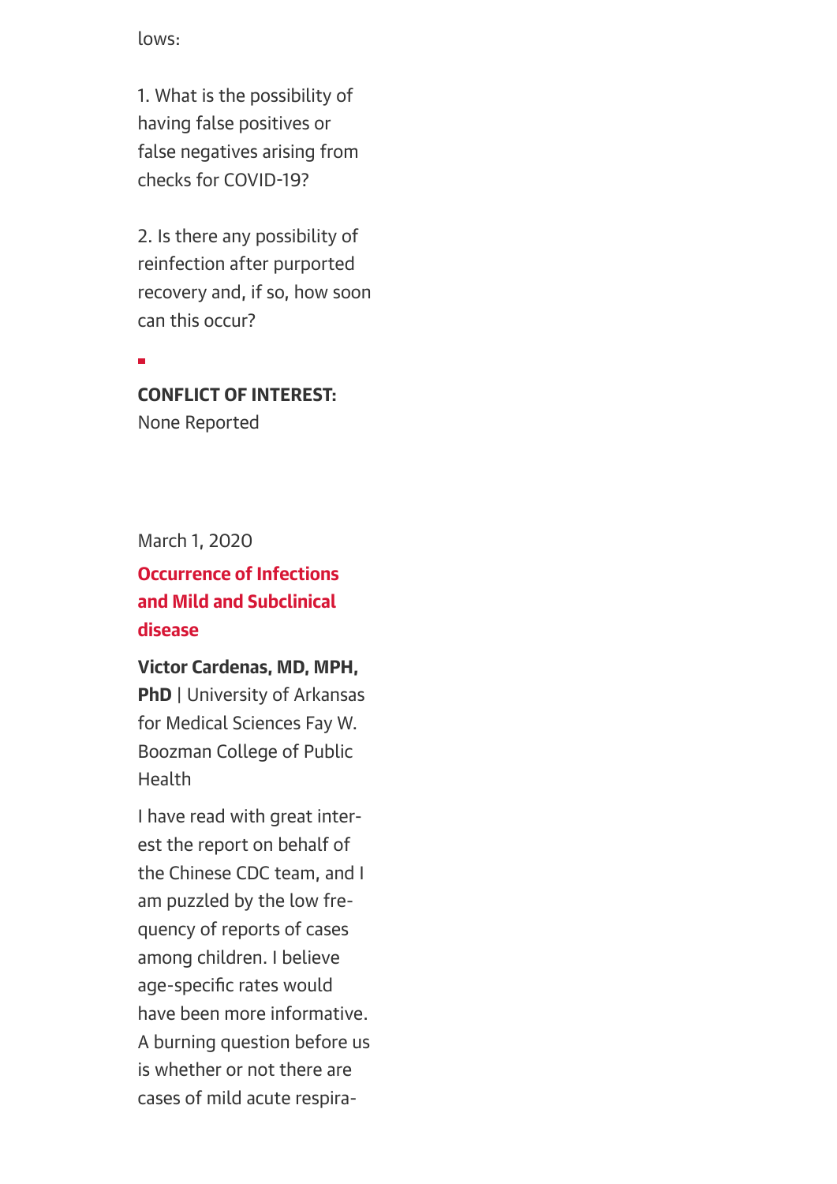lows:

1. What is the possibility of having false positives or false negatives arising from checks for COVID-19?

2. Is there any possibility of reinfection after purported recovery and, if so, how soon can this occur?

**CONFLICT OF INTEREST:** None Reported

March 1, 2020

**Occurrence of Infections and Mild and Subclinical disease**

**Victor Cardenas, MD, MPH, PhD** | University of Arkansas for Medical Sciences Fay W. Boozman College of Public Health

I have read with great interest the report on behalf of the Chinese CDC team, and I am puzzled by the low frequency of reports of cases among children. I believe age-specific rates would have been more informative. A burning question before us is whether or not there are cases of mild acute respira-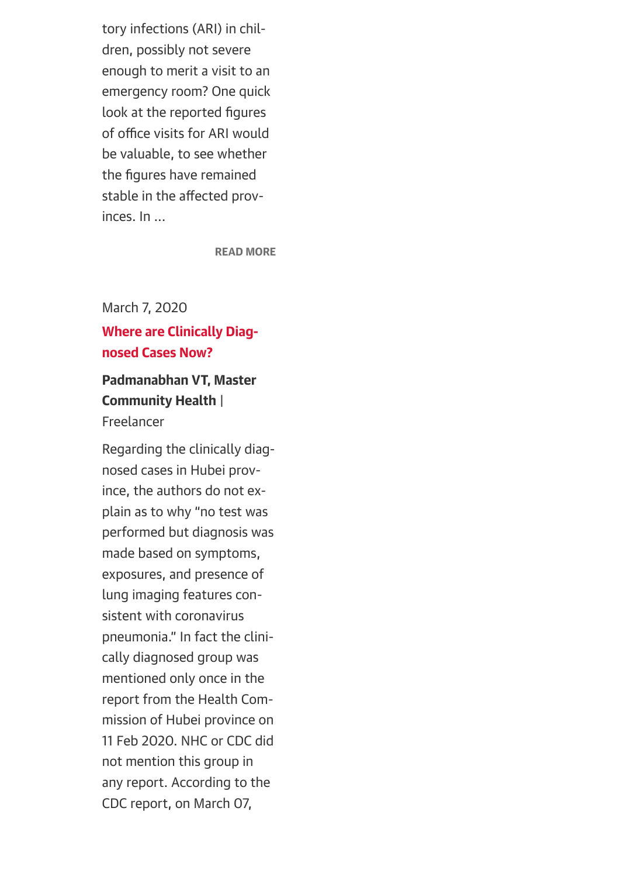tory infections (ARI) in children, possibly not severe enough to merit a visit to an emergency room? One quick look at the reported figures of office visits for ARI would be valuable, to see whether the figures have remained stable in the affected provinces. In ...

READ MORE

March 7, 2020

### Where are Clinically Diagnosed Cases Now?

**Padmanabhan VT, Master Community Health** | Freelancer

Regarding the clinically diagnosed cases in Hubei province, the authors do not explain as to why "no test was performed but diagnosis was made based on symptoms, exposures, and presence of lung imaging features consistent with coronavirus pneumonia." In fact the clinically diagnosed group was mentioned only once in the report from the Health Commission of Hubei province on 11 Feb 2020. NHC or CDC did not mention this group in any report. According to the CDC report, on March 07,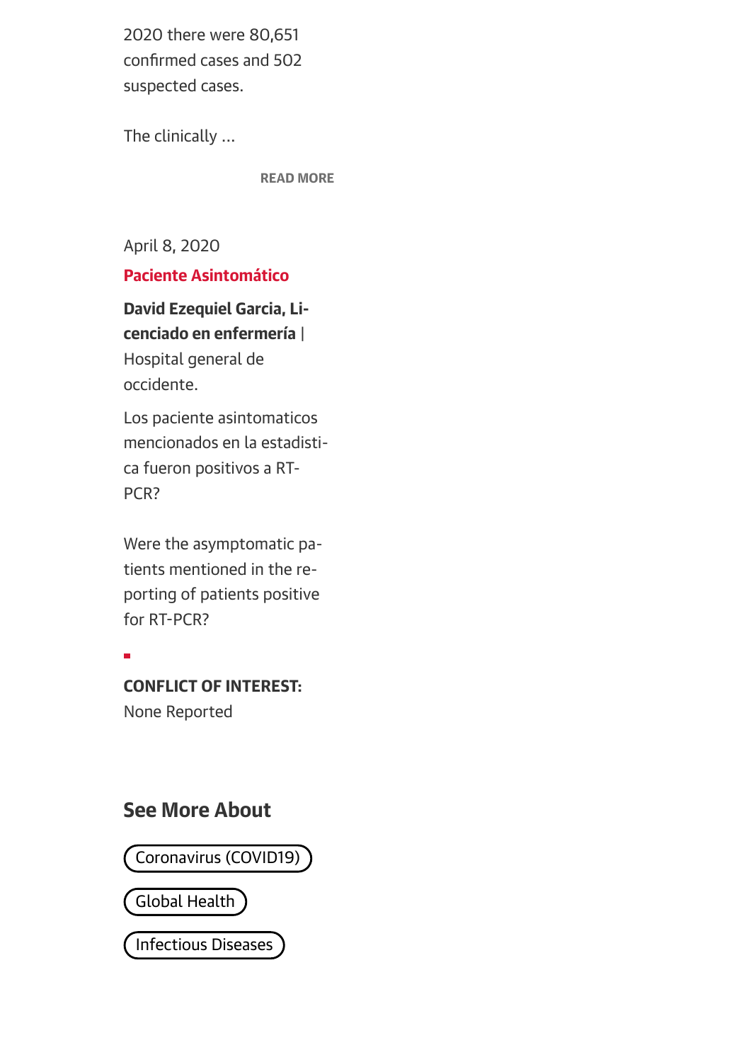2020 there were 80,651 confirmed cases and 502 suspected cases.

The clinically ...

READ MORE

April 8, 2020

**Paciente Asintomático**

**David Ezequiel Garcia, Licenciado en enfermería** | Hospital general de occidente.

Los paciente asintomaticos mencionados en la estadistica fueron positivos a RT-PCR?

Were the asymptomatic patients mentioned in the reporting of patients positive for RT-PCR?

**CONFLICT OF INTEREST:** None Reported

## See More About

Coronavirus (COVID19)

Global Health

Infectious Diseases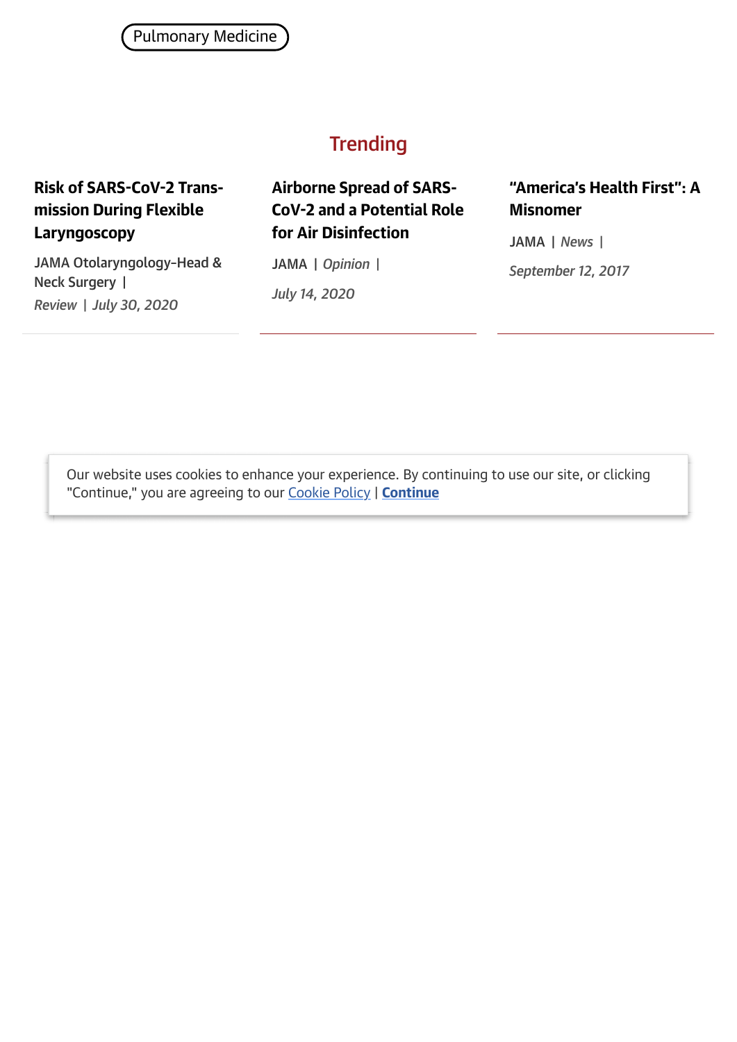Pulmonary Medicine

## Trending

**Risk of SARS-CoV-2 Transmission During Flexible Laryngoscopy**

JAMA Otolaryngology–Head & Neck Surgery | *Review* | *July 30, 2020*

**Airborne Spread of SARS-CoV-2 and a Potential Role for Air Disinfection**

JAMA | *Opinion* |

*July 14, 2020*

**"America's Health First": A Misnomer**

JAMA | *News* |

*September 12, 2017*

Our website uses cookies to enhance your experience. By continuing to use our site, or clicking "Continue," you are agreeing to our Cookie Policy | **Continue**